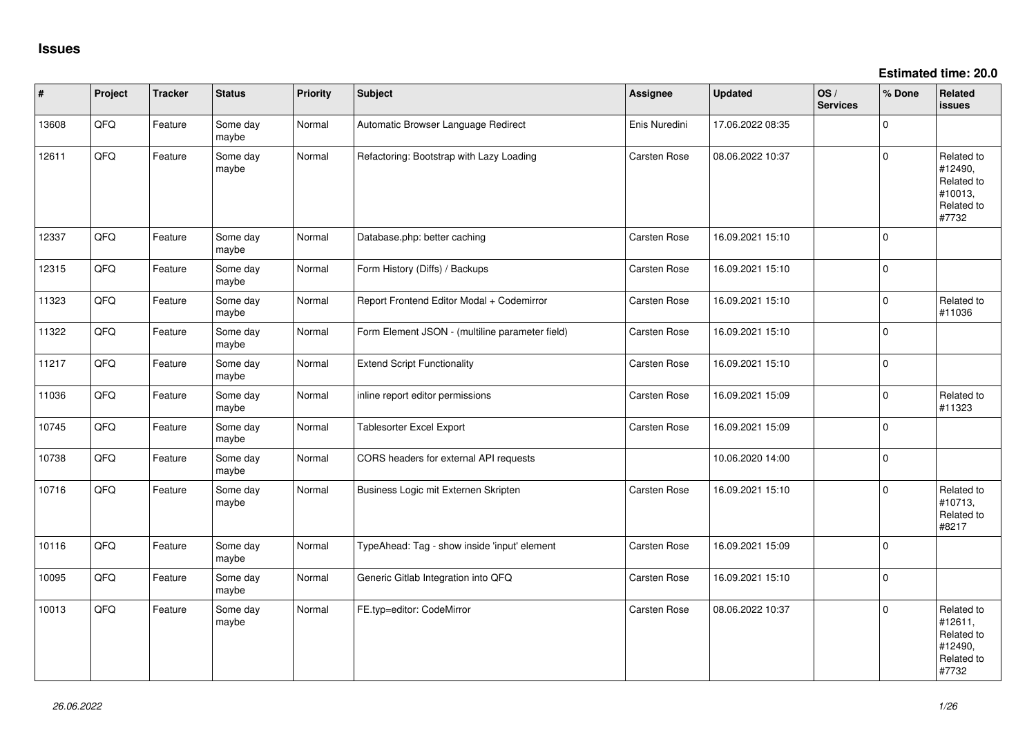# Issues

**Estimated time: 20.0**

| # | Project | Tracker | Status | Priority | Subject | Assignee | Updated | OS / Services | % Done | Related issues |
|---|---|---|---|---|---|---|---|---|---|---|
| 13608 | QFQ | Feature | Some day maybe | Normal | Automatic Browser Language Redirect | Enis Nuredini | 17.06.2022 08:35 | | 0 | |
| 12611 | QFQ | Feature | Some day maybe | Normal | Refactoring: Bootstrap with Lazy Loading | Carsten Rose | 08.06.2022 10:37 | | 0 | Related to #12490, Related to #10013, Related to #7732 |
| 12337 | QFQ | Feature | Some day maybe | Normal | Database.php: better caching | Carsten Rose | 16.09.2021 15:10 | | 0 | |
| 12315 | QFQ | Feature | Some day maybe | Normal | Form History (Diffs) / Backups | Carsten Rose | 16.09.2021 15:10 | | 0 | |
| 11323 | QFQ | Feature | Some day maybe | Normal | Report Frontend Editor Modal + Codemirror | Carsten Rose | 16.09.2021 15:10 | | 0 | Related to #11036 |
| 11322 | QFQ | Feature | Some day maybe | Normal | Form Element JSON - (multiline parameter field) | Carsten Rose | 16.09.2021 15:10 | | 0 | |
| 11217 | QFQ | Feature | Some day maybe | Normal | Extend Script Functionality | Carsten Rose | 16.09.2021 15:10 | | 0 | |
| 11036 | QFQ | Feature | Some day maybe | Normal | inline report editor permissions | Carsten Rose | 16.09.2021 15:09 | | 0 | Related to #11323 |
| 10745 | QFQ | Feature | Some day maybe | Normal | Tablesorter Excel Export | Carsten Rose | 16.09.2021 15:09 | | 0 | |
| 10738 | QFQ | Feature | Some day maybe | Normal | CORS headers for external API requests | | 10.06.2020 14:00 | | 0 | |
| 10716 | QFQ | Feature | Some day maybe | Normal | Business Logic mit Externen Skripten | Carsten Rose | 16.09.2021 15:10 | | 0 | Related to #10713, Related to #8217 |
| 10116 | QFQ | Feature | Some day maybe | Normal | TypeAhead: Tag - show inside 'input' element | Carsten Rose | 16.09.2021 15:09 | | 0 | |
| 10095 | QFQ | Feature | Some day maybe | Normal | Generic Gitlab Integration into QFQ | Carsten Rose | 16.09.2021 15:10 | | 0 | |
| 10013 | QFQ | Feature | Some day maybe | Normal | FE.typ=editor: CodeMirror | Carsten Rose | 08.06.2022 10:37 | | 0 | Related to #12611, Related to #12490, Related to #7732 |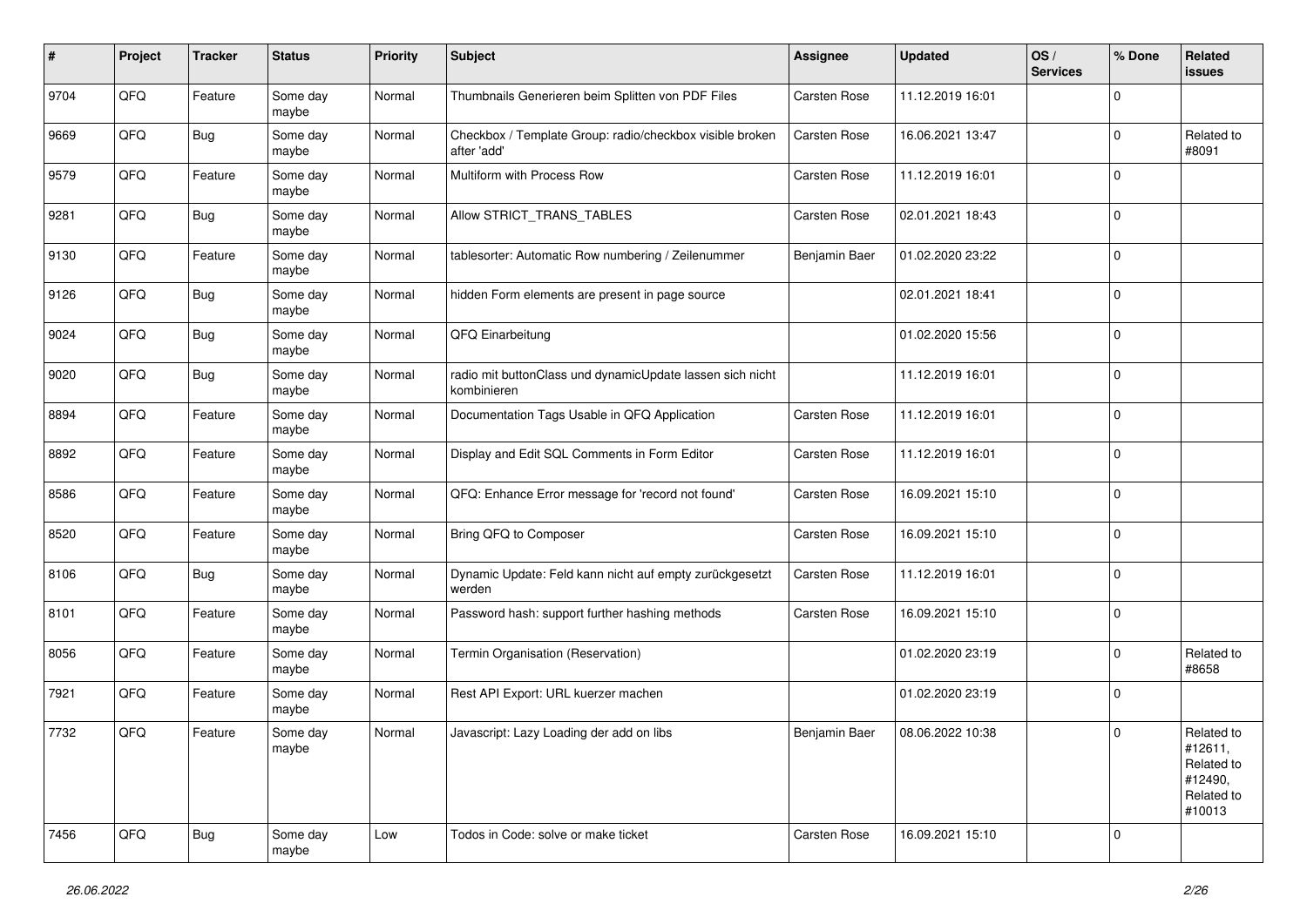| # | Project | Tracker | Status | Priority | Subject | Assignee | Updated | OS / Services | % Done | Related issues |
|---|---|---|---|---|---|---|---|---|---|---|
| 9704 | QFQ | Feature | Some day maybe | Normal | Thumbnails Generieren beim Splitten von PDF Files | Carsten Rose | 11.12.2019 16:01 | | 0 | |
| 9669 | QFQ | Bug | Some day maybe | Normal | Checkbox / Template Group: radio/checkbox visible broken after 'add' | Carsten Rose | 16.06.2021 13:47 | | 0 | Related to #8091 |
| 9579 | QFQ | Feature | Some day maybe | Normal | Multiform with Process Row | Carsten Rose | 11.12.2019 16:01 | | 0 | |
| 9281 | QFQ | Bug | Some day maybe | Normal | Allow STRICT_TRANS_TABLES | Carsten Rose | 02.01.2021 18:43 | | 0 | |
| 9130 | QFQ | Feature | Some day maybe | Normal | tablesorter: Automatic Row numbering / Zeilenummer | Benjamin Baer | 01.02.2020 23:22 | | 0 | |
| 9126 | QFQ | Bug | Some day maybe | Normal | hidden Form elements are present in page source | | 02.01.2021 18:41 | | 0 | |
| 9024 | QFQ | Bug | Some day maybe | Normal | QFQ Einarbeitung | | 01.02.2020 15:56 | | 0 | |
| 9020 | QFQ | Bug | Some day maybe | Normal | radio mit buttonClass und dynamicUpdate lassen sich nicht kombinieren | | 11.12.2019 16:01 | | 0 | |
| 8894 | QFQ | Feature | Some day maybe | Normal | Documentation Tags Usable in QFQ Application | Carsten Rose | 11.12.2019 16:01 | | 0 | |
| 8892 | QFQ | Feature | Some day maybe | Normal | Display and Edit SQL Comments in Form Editor | Carsten Rose | 11.12.2019 16:01 | | 0 | |
| 8586 | QFQ | Feature | Some day maybe | Normal | QFQ: Enhance Error message for 'record not found' | Carsten Rose | 16.09.2021 15:10 | | 0 | |
| 8520 | QFQ | Feature | Some day maybe | Normal | Bring QFQ to Composer | Carsten Rose | 16.09.2021 15:10 | | 0 | |
| 8106 | QFQ | Bug | Some day maybe | Normal | Dynamic Update: Feld kann nicht auf empty zurückgesetzt werden | Carsten Rose | 11.12.2019 16:01 | | 0 | |
| 8101 | QFQ | Feature | Some day maybe | Normal | Password hash: support further hashing methods | Carsten Rose | 16.09.2021 15:10 | | 0 | |
| 8056 | QFQ | Feature | Some day maybe | Normal | Termin Organisation (Reservation) | | 01.02.2020 23:19 | | 0 | Related to #8658 |
| 7921 | QFQ | Feature | Some day maybe | Normal | Rest API Export: URL kuerzer machen | | 01.02.2020 23:19 | | 0 | |
| 7732 | QFQ | Feature | Some day maybe | Normal | Javascript: Lazy Loading der add on libs | Benjamin Baer | 08.06.2022 10:38 | | 0 | Related to #12611, Related to #12490, Related to #10013 |
| 7456 | QFQ | Bug | Some day maybe | Low | Todos in Code: solve or make ticket | Carsten Rose | 16.09.2021 15:10 | | 0 | |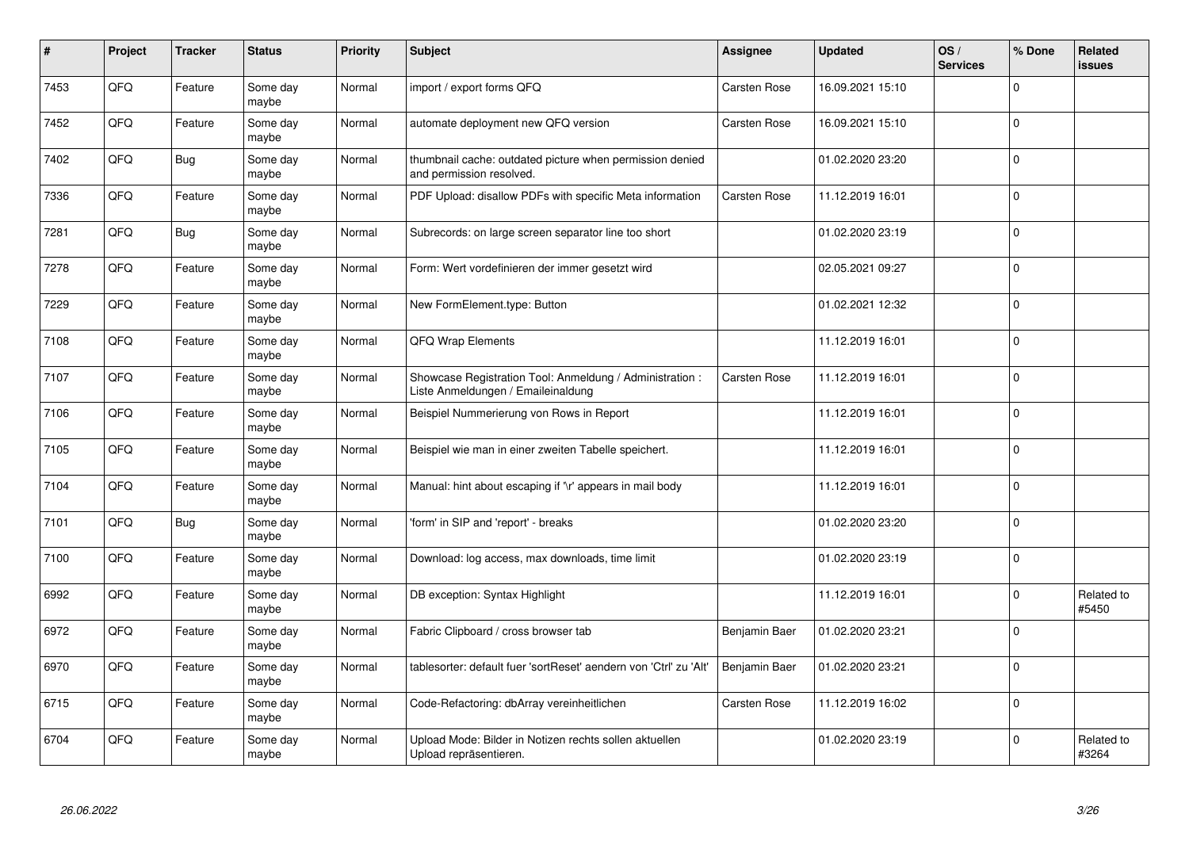| # | Project | Tracker | Status | Priority | Subject | Assignee | Updated | OS / Services | % Done | Related issues |
|---|---|---|---|---|---|---|---|---|---|---|
| 7453 | QFQ | Feature | Some day maybe | Normal | import / export forms QFQ | Carsten Rose | 16.09.2021 15:10 | | 0 | |
| 7452 | QFQ | Feature | Some day maybe | Normal | automate deployment new QFQ version | Carsten Rose | 16.09.2021 15:10 | | 0 | |
| 7402 | QFQ | Bug | Some day maybe | Normal | thumbnail cache: outdated picture when permission denied and permission resolved. | | 01.02.2020 23:20 | | 0 | |
| 7336 | QFQ | Feature | Some day maybe | Normal | PDF Upload: disallow PDFs with specific Meta information | Carsten Rose | 11.12.2019 16:01 | | 0 | |
| 7281 | QFQ | Bug | Some day maybe | Normal | Subrecords: on large screen separator line too short | | 01.02.2020 23:19 | | 0 | |
| 7278 | QFQ | Feature | Some day maybe | Normal | Form: Wert vordefinieren der immer gesetzt wird | | 02.05.2021 09:27 | | 0 | |
| 7229 | QFQ | Feature | Some day maybe | Normal | New FormElement.type: Button | | 01.02.2021 12:32 | | 0 | |
| 7108 | QFQ | Feature | Some day maybe | Normal | QFQ Wrap Elements | | 11.12.2019 16:01 | | 0 | |
| 7107 | QFQ | Feature | Some day maybe | Normal | Showcase Registration Tool: Anmeldung / Administration : Liste Anmeldungen / Emaileinaldung | Carsten Rose | 11.12.2019 16:01 | | 0 | |
| 7106 | QFQ | Feature | Some day maybe | Normal | Beispiel Nummerierung von Rows in Report | | 11.12.2019 16:01 | | 0 | |
| 7105 | QFQ | Feature | Some day maybe | Normal | Beispiel wie man in einer zweiten Tabelle speichert. | | 11.12.2019 16:01 | | 0 | |
| 7104 | QFQ | Feature | Some day maybe | Normal | Manual: hint about escaping if '\r' appears in mail body | | 11.12.2019 16:01 | | 0 | |
| 7101 | QFQ | Bug | Some day maybe | Normal | 'form' in SIP and 'report' - breaks | | 01.02.2020 23:20 | | 0 | |
| 7100 | QFQ | Feature | Some day maybe | Normal | Download: log access, max downloads, time limit | | 01.02.2020 23:19 | | 0 | |
| 6992 | QFQ | Feature | Some day maybe | Normal | DB exception: Syntax Highlight | | 11.12.2019 16:01 | | 0 | Related to #5450 |
| 6972 | QFQ | Feature | Some day maybe | Normal | Fabric Clipboard / cross browser tab | Benjamin Baer | 01.02.2020 23:21 | | 0 | |
| 6970 | QFQ | Feature | Some day maybe | Normal | tablesorter: default fuer 'sortReset' aendern von 'Ctrl' zu 'Alt' | Benjamin Baer | 01.02.2020 23:21 | | 0 | |
| 6715 | QFQ | Feature | Some day maybe | Normal | Code-Refactoring: dbArray vereinheitlichen | Carsten Rose | 11.12.2019 16:02 | | 0 | |
| 6704 | QFQ | Feature | Some day maybe | Normal | Upload Mode: Bilder in Notizen rechts sollen aktuellen Upload repräsentieren. | | 01.02.2020 23:19 | | 0 | Related to #3264 |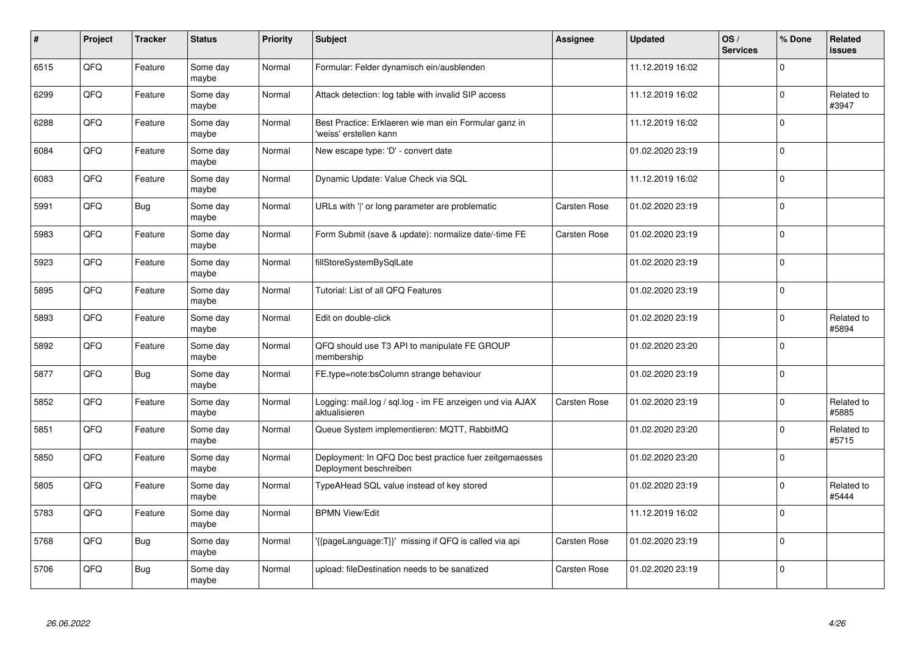| # | Project | Tracker | Status | Priority | Subject | Assignee | Updated | OS / Services | % Done | Related issues |
| --- | --- | --- | --- | --- | --- | --- | --- | --- | --- | --- |
| 6515 | QFQ | Feature | Some day maybe | Normal | Formular: Felder dynamisch ein/ausblenden | | 11.12.2019 16:02 | | 0 | |
| 6299 | QFQ | Feature | Some day maybe | Normal | Attack detection: log table with invalid SIP access | | 11.12.2019 16:02 | | 0 | Related to #3947 |
| 6288 | QFQ | Feature | Some day maybe | Normal | Best Practice: Erklaeren wie man ein Formular ganz in 'weiss' erstellen kann | | 11.12.2019 16:02 | | 0 | |
| 6084 | QFQ | Feature | Some day maybe | Normal | New escape type: 'D' - convert date | | 01.02.2020 23:19 | | 0 | |
| 6083 | QFQ | Feature | Some day maybe | Normal | Dynamic Update: Value Check via SQL | | 11.12.2019 16:02 | | 0 | |
| 5991 | QFQ | Bug | Some day maybe | Normal | URLs with '\|' or long parameter are problematic | Carsten Rose | 01.02.2020 23:19 | | 0 | |
| 5983 | QFQ | Feature | Some day maybe | Normal | Form Submit (save & update): normalize date/-time FE | Carsten Rose | 01.02.2020 23:19 | | 0 | |
| 5923 | QFQ | Feature | Some day maybe | Normal | fillStoreSystemBySqlLate | | 01.02.2020 23:19 | | 0 | |
| 5895 | QFQ | Feature | Some day maybe | Normal | Tutorial: List of all QFQ Features | | 01.02.2020 23:19 | | 0 | |
| 5893 | QFQ | Feature | Some day maybe | Normal | Edit on double-click | | 01.02.2020 23:19 | | 0 | Related to #5894 |
| 5892 | QFQ | Feature | Some day maybe | Normal | QFQ should use T3 API to manipulate FE GROUP membership | | 01.02.2020 23:20 | | 0 | |
| 5877 | QFQ | Bug | Some day maybe | Normal | FE.type=note:bsColumn strange behaviour | | 01.02.2020 23:19 | | 0 | |
| 5852 | QFQ | Feature | Some day maybe | Normal | Logging: mail.log / sql.log - im FE anzeigen und via AJAX aktualisieren | Carsten Rose | 01.02.2020 23:19 | | 0 | Related to #5885 |
| 5851 | QFQ | Feature | Some day maybe | Normal | Queue System implementieren: MQTT, RabbitMQ | | 01.02.2020 23:20 | | 0 | Related to #5715 |
| 5850 | QFQ | Feature | Some day maybe | Normal | Deployment: In QFQ Doc best practice fuer zeitgemaesses Deployment beschreiben | | 01.02.2020 23:20 | | 0 | |
| 5805 | QFQ | Feature | Some day maybe | Normal | TypeAHead SQL value instead of key stored | | 01.02.2020 23:19 | | 0 | Related to #5444 |
| 5783 | QFQ | Feature | Some day maybe | Normal | BPMN View/Edit | | 11.12.2019 16:02 | | 0 | |
| 5768 | QFQ | Bug | Some day maybe | Normal | '{{pageLanguage:T}}' missing if QFQ is called via api | Carsten Rose | 01.02.2020 23:19 | | 0 | |
| 5706 | QFQ | Bug | Some day maybe | Normal | upload: fileDestination needs to be sanatized | Carsten Rose | 01.02.2020 23:19 | | 0 | |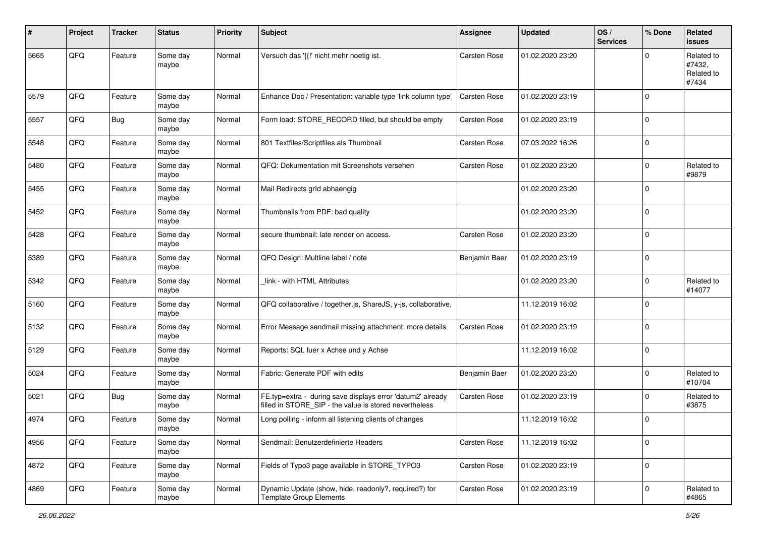| # | Project | Tracker | Status | Priority | Subject | Assignee | Updated | OS / Services | % Done | Related issues |
|---|---|---|---|---|---|---|---|---|---|---|
| 5665 | QFQ | Feature | Some day maybe | Normal | Versuch das '{{!' nicht mehr noetig ist. | Carsten Rose | 01.02.2020 23:20 | | 0 | Related to #7432, Related to #7434 |
| 5579 | QFQ | Feature | Some day maybe | Normal | Enhance Doc / Presentation: variable type 'link column type' | Carsten Rose | 01.02.2020 23:19 | | 0 | |
| 5557 | QFQ | Bug | Some day maybe | Normal | Form load: STORE_RECORD filled, but should be empty | Carsten Rose | 01.02.2020 23:19 | | 0 | |
| 5548 | QFQ | Feature | Some day maybe | Normal | 801 Textfiles/Scriptfiles als Thumbnail | Carsten Rose | 07.03.2022 16:26 | | 0 | |
| 5480 | QFQ | Feature | Some day maybe | Normal | QFQ: Dokumentation mit Screenshots versehen | Carsten Rose | 01.02.2020 23:20 | | 0 | Related to #9879 |
| 5455 | QFQ | Feature | Some day maybe | Normal | Mail Redirects grId abhaengig | | 01.02.2020 23:20 | | 0 | |
| 5452 | QFQ | Feature | Some day maybe | Normal | Thumbnails from PDF: bad quality | | 01.02.2020 23:20 | | 0 | |
| 5428 | QFQ | Feature | Some day maybe | Normal | secure thumbnail: late render on access. | Carsten Rose | 01.02.2020 23:20 | | 0 | |
| 5389 | QFQ | Feature | Some day maybe | Normal | QFQ Design: Multline label / note | Benjamin Baer | 01.02.2020 23:19 | | 0 | |
| 5342 | QFQ | Feature | Some day maybe | Normal | _link - with HTML Attributes | | 01.02.2020 23:20 | | 0 | Related to #14077 |
| 5160 | QFQ | Feature | Some day maybe | Normal | QFQ collaborative / together.js, ShareJS, y-js, collaborative, | | 11.12.2019 16:02 | | 0 | |
| 5132 | QFQ | Feature | Some day maybe | Normal | Error Message sendmail missing attachment: more details | Carsten Rose | 01.02.2020 23:19 | | 0 | |
| 5129 | QFQ | Feature | Some day maybe | Normal | Reports: SQL fuer x Achse und y Achse | | 11.12.2019 16:02 | | 0 | |
| 5024 | QFQ | Feature | Some day maybe | Normal | Fabric: Generate PDF with edits | Benjamin Baer | 01.02.2020 23:20 | | 0 | Related to #10704 |
| 5021 | QFQ | Bug | Some day maybe | Normal | FE.typ=extra - during save displays error 'datum2' already filled in STORE_SIP - the value is stored nevertheless | Carsten Rose | 01.02.2020 23:19 | | 0 | Related to #3875 |
| 4974 | QFQ | Feature | Some day maybe | Normal | Long polling - inform all listening clients of changes | | 11.12.2019 16:02 | | 0 | |
| 4956 | QFQ | Feature | Some day maybe | Normal | Sendmail: Benutzerdefinierte Headers | Carsten Rose | 11.12.2019 16:02 | | 0 | |
| 4872 | QFQ | Feature | Some day maybe | Normal | Fields of Typo3 page available in STORE_TYPO3 | Carsten Rose | 01.02.2020 23:19 | | 0 | |
| 4869 | QFQ | Feature | Some day maybe | Normal | Dynamic Update (show, hide, readonly?, required?) for Template Group Elements | Carsten Rose | 01.02.2020 23:19 | | 0 | Related to #4865 |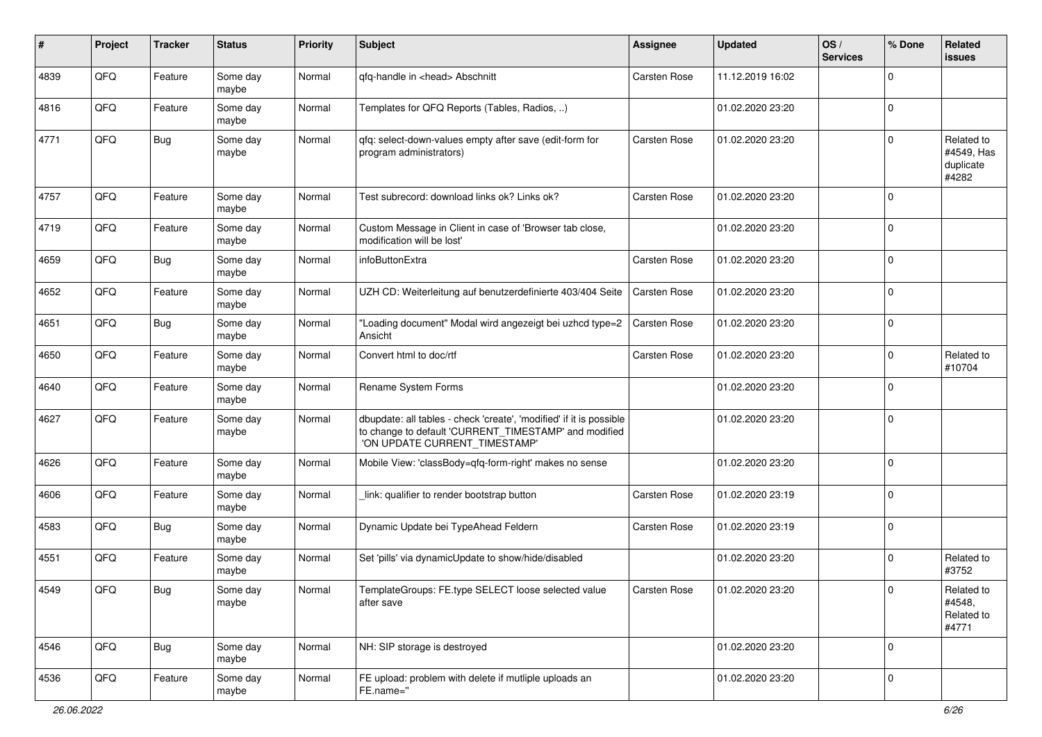| # | Project | Tracker | Status | Priority | Subject | Assignee | Updated | OS / Services | % Done | Related issues |
|---|---|---|---|---|---|---|---|---|---|---|
| 4839 | QFQ | Feature | Some day maybe | Normal | qfq-handle in <head> Abschnitt | Carsten Rose | 11.12.2019 16:02 | | 0 | |
| 4816 | QFQ | Feature | Some day maybe | Normal | Templates for QFQ Reports (Tables, Radios, ..) | | 01.02.2020 23:20 | | 0 | |
| 4771 | QFQ | Bug | Some day maybe | Normal | qfq: select-down-values empty after save (edit-form for program administrators) | Carsten Rose | 01.02.2020 23:20 | | 0 | Related to #4549, Has duplicate #4282 |
| 4757 | QFQ | Feature | Some day maybe | Normal | Test subrecord: download links ok? Links ok? | Carsten Rose | 01.02.2020 23:20 | | 0 | |
| 4719 | QFQ | Feature | Some day maybe | Normal | Custom Message in Client in case of 'Browser tab close, modification will be lost' | | 01.02.2020 23:20 | | 0 | |
| 4659 | QFQ | Bug | Some day maybe | Normal | infoButtonExtra | Carsten Rose | 01.02.2020 23:20 | | 0 | |
| 4652 | QFQ | Feature | Some day maybe | Normal | UZH CD: Weiterleitung auf benutzerdefinierte 403/404 Seite | Carsten Rose | 01.02.2020 23:20 | | 0 | |
| 4651 | QFQ | Bug | Some day maybe | Normal | "Loading document" Modal wird angezeigt bei uzhcd type=2 Ansicht | Carsten Rose | 01.02.2020 23:20 | | 0 | |
| 4650 | QFQ | Feature | Some day maybe | Normal | Convert html to doc/rtf | Carsten Rose | 01.02.2020 23:20 | | 0 | Related to #10704 |
| 4640 | QFQ | Feature | Some day maybe | Normal | Rename System Forms | | 01.02.2020 23:20 | | 0 | |
| 4627 | QFQ | Feature | Some day maybe | Normal | dbupdate: all tables - check 'create', 'modified' if it is possible to change to default 'CURRENT_TIMESTAMP' and modified 'ON UPDATE CURRENT_TIMESTAMP' | | 01.02.2020 23:20 | | 0 | |
| 4626 | QFQ | Feature | Some day maybe | Normal | Mobile View: 'classBody=qfq-form-right' makes no sense | | 01.02.2020 23:20 | | 0 | |
| 4606 | QFQ | Feature | Some day maybe | Normal | _link: qualifier to render bootstrap button | Carsten Rose | 01.02.2020 23:19 | | 0 | |
| 4583 | QFQ | Bug | Some day maybe | Normal | Dynamic Update bei TypeAhead Feldern | Carsten Rose | 01.02.2020 23:19 | | 0 | |
| 4551 | QFQ | Feature | Some day maybe | Normal | Set 'pills' via dynamicUpdate to show/hide/disabled | | 01.02.2020 23:20 | | 0 | Related to #3752 |
| 4549 | QFQ | Bug | Some day maybe | Normal | TemplateGroups: FE.type SELECT loose selected value after save | Carsten Rose | 01.02.2020 23:20 | | 0 | Related to #4548, Related to #4771 |
| 4546 | QFQ | Bug | Some day maybe | Normal | NH: SIP storage is destroyed | | 01.02.2020 23:20 | | 0 | |
| 4536 | QFQ | Feature | Some day maybe | Normal | FE upload: problem with delete if mutliple uploads an FE.name='' | | 01.02.2020 23:20 | | 0 | |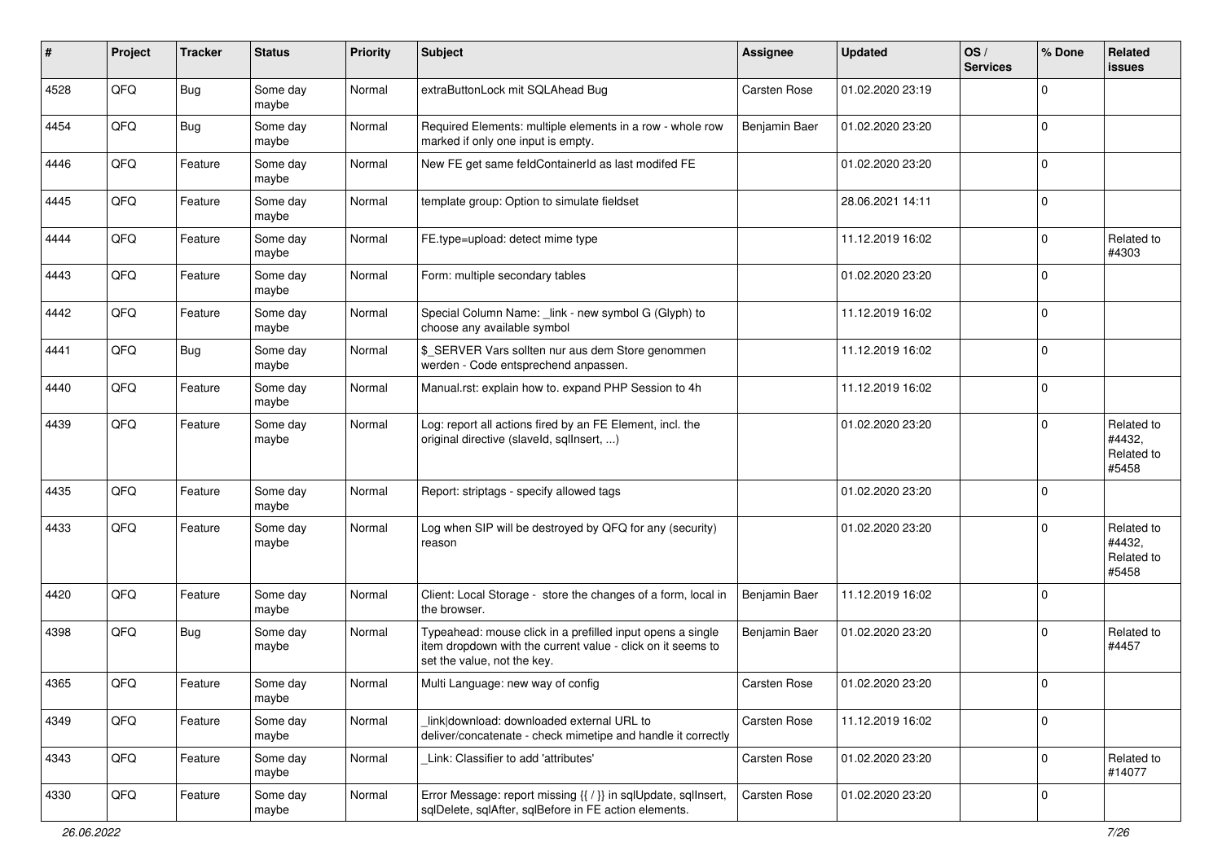| # | Project | Tracker | Status | Priority | Subject | Assignee | Updated | OS / Services | % Done | Related issues |
|---|---|---|---|---|---|---|---|---|---|---|
| 4528 | QFQ | Bug | Some day maybe | Normal | extraButtonLock mit SQLAhead Bug | Carsten Rose | 01.02.2020 23:19 | | 0 | |
| 4454 | QFQ | Bug | Some day maybe | Normal | Required Elements: multiple elements in a row - whole row marked if only one input is empty. | Benjamin Baer | 01.02.2020 23:20 | | 0 | |
| 4446 | QFQ | Feature | Some day maybe | Normal | New FE get same feldContainerId as last modifed FE | | 01.02.2020 23:20 | | 0 | |
| 4445 | QFQ | Feature | Some day maybe | Normal | template group: Option to simulate fieldset | | 28.06.2021 14:11 | | 0 | |
| 4444 | QFQ | Feature | Some day maybe | Normal | FE.type=upload: detect mime type | | 11.12.2019 16:02 | | 0 | Related to #4303 |
| 4443 | QFQ | Feature | Some day maybe | Normal | Form: multiple secondary tables | | 01.02.2020 23:20 | | 0 | |
| 4442 | QFQ | Feature | Some day maybe | Normal | Special Column Name: _link - new symbol G (Glyph) to choose any available symbol | | 11.12.2019 16:02 | | 0 | |
| 4441 | QFQ | Bug | Some day maybe | Normal | $_SERVER Vars sollten nur aus dem Store genommen werden - Code entsprechend anpassen. | | 11.12.2019 16:02 | | 0 | |
| 4440 | QFQ | Feature | Some day maybe | Normal | Manual.rst: explain how to. expand PHP Session to 4h | | 11.12.2019 16:02 | | 0 | |
| 4439 | QFQ | Feature | Some day maybe | Normal | Log: report all actions fired by an FE Element, incl. the original directive (slaveId, sqlInsert, ...) | | 01.02.2020 23:20 | | 0 | Related to #4432, Related to #5458 |
| 4435 | QFQ | Feature | Some day maybe | Normal | Report: striptags - specify allowed tags | | 01.02.2020 23:20 | | 0 | |
| 4433 | QFQ | Feature | Some day maybe | Normal | Log when SIP will be destroyed by QFQ for any (security) reason | | 01.02.2020 23:20 | | 0 | Related to #4432, Related to #5458 |
| 4420 | QFQ | Feature | Some day maybe | Normal | Client: Local Storage - store the changes of a form, local in the browser. | Benjamin Baer | 11.12.2019 16:02 | | 0 | |
| 4398 | QFQ | Bug | Some day maybe | Normal | Typeahead: mouse click in a prefilled input opens a single item dropdown with the current value - click on it seems to set the value, not the key. | Benjamin Baer | 01.02.2020 23:20 | | 0 | Related to #4457 |
| 4365 | QFQ | Feature | Some day maybe | Normal | Multi Language: new way of config | Carsten Rose | 01.02.2020 23:20 | | 0 | |
| 4349 | QFQ | Feature | Some day maybe | Normal | _link\|download: downloaded external URL to deliver/concatenate - check mimetipe and handle it correctly | Carsten Rose | 11.12.2019 16:02 | | 0 | |
| 4343 | QFQ | Feature | Some day maybe | Normal | _Link: Classifier to add 'attributes' | Carsten Rose | 01.02.2020 23:20 | | 0 | Related to #14077 |
| 4330 | QFQ | Feature | Some day maybe | Normal | Error Message: report missing {{ / }} in sqlUpdate, sqlInsert, sqlDelete, sqlAfter, sqlBefore in FE action elements. | Carsten Rose | 01.02.2020 23:20 | | 0 | |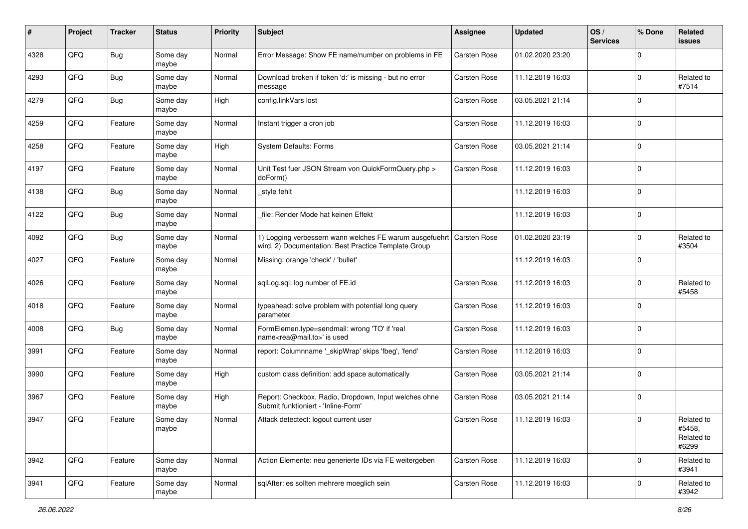| # | Project | Tracker | Status | Priority | Subject | Assignee | Updated | OS / Services | % Done | Related issues |
|---|---|---|---|---|---|---|---|---|---|---|
| 4328 | QFQ | Bug | Some day maybe | Normal | Error Message: Show FE name/number on problems in FE | Carsten Rose | 01.02.2020 23:20 | | 0 | |
| 4293 | QFQ | Bug | Some day maybe | Normal | Download broken if token 'd:' is missing - but no error message | Carsten Rose | 11.12.2019 16:03 | | 0 | Related to #7514 |
| 4279 | QFQ | Bug | Some day maybe | High | config.linkVars lost | Carsten Rose | 03.05.2021 21:14 | | 0 | |
| 4259 | QFQ | Feature | Some day maybe | Normal | Instant trigger a cron job | Carsten Rose | 11.12.2019 16:03 | | 0 | |
| 4258 | QFQ | Feature | Some day maybe | High | System Defaults: Forms | Carsten Rose | 03.05.2021 21:14 | | 0 | |
| 4197 | QFQ | Feature | Some day maybe | Normal | Unit Test fuer JSON Stream von QuickFormQuery.php > doForm() | Carsten Rose | 11.12.2019 16:03 | | 0 | |
| 4138 | QFQ | Bug | Some day maybe | Normal | _style fehlt | | 11.12.2019 16:03 | | 0 | |
| 4122 | QFQ | Bug | Some day maybe | Normal | _file: Render Mode hat keinen Effekt | | 11.12.2019 16:03 | | 0 | |
| 4092 | QFQ | Bug | Some day maybe | Normal | 1) Logging verbessern wann welches FE warum ausgefuehrt wird, 2) Documentation: Best Practice Template Group | Carsten Rose | 01.02.2020 23:19 | | 0 | Related to #3504 |
| 4027 | QFQ | Feature | Some day maybe | Normal | Missing: orange 'check' / 'bullet' | | 11.12.2019 16:03 | | 0 | |
| 4026 | QFQ | Feature | Some day maybe | Normal | sqlLog.sql: log number of FE.id | Carsten Rose | 11.12.2019 16:03 | | 0 | Related to #5458 |
| 4018 | QFQ | Feature | Some day maybe | Normal | typeahead: solve problem with potential long query parameter | Carsten Rose | 11.12.2019 16:03 | | 0 | |
| 4008 | QFQ | Bug | Some day maybe | Normal | FormElemen.type=sendmail: wrong 'TO' if 'real name<rea@mail.to>' is used | Carsten Rose | 11.12.2019 16:03 | | 0 | |
| 3991 | QFQ | Feature | Some day maybe | Normal | report: Columnname '_skipWrap' skips 'fbeg', 'fend' | Carsten Rose | 11.12.2019 16:03 | | 0 | |
| 3990 | QFQ | Feature | Some day maybe | High | custom class definition: add space automatically | Carsten Rose | 03.05.2021 21:14 | | 0 | |
| 3967 | QFQ | Feature | Some day maybe | High | Report: Checkbox, Radio, Dropdown, Input welches ohne Submit funktioniert - 'Inline-Form' | Carsten Rose | 03.05.2021 21:14 | | 0 | |
| 3947 | QFQ | Feature | Some day maybe | Normal | Attack detectect: logout current user | Carsten Rose | 11.12.2019 16:03 | | 0 | Related to #5458, Related to #6299 |
| 3942 | QFQ | Feature | Some day maybe | Normal | Action Elemente: neu generierte IDs via FE weitergeben | Carsten Rose | 11.12.2019 16:03 | | 0 | Related to #3941 |
| 3941 | QFQ | Feature | Some day maybe | Normal | sqlAfter: es sollten mehrere moeglich sein | Carsten Rose | 11.12.2019 16:03 | | 0 | Related to #3942 |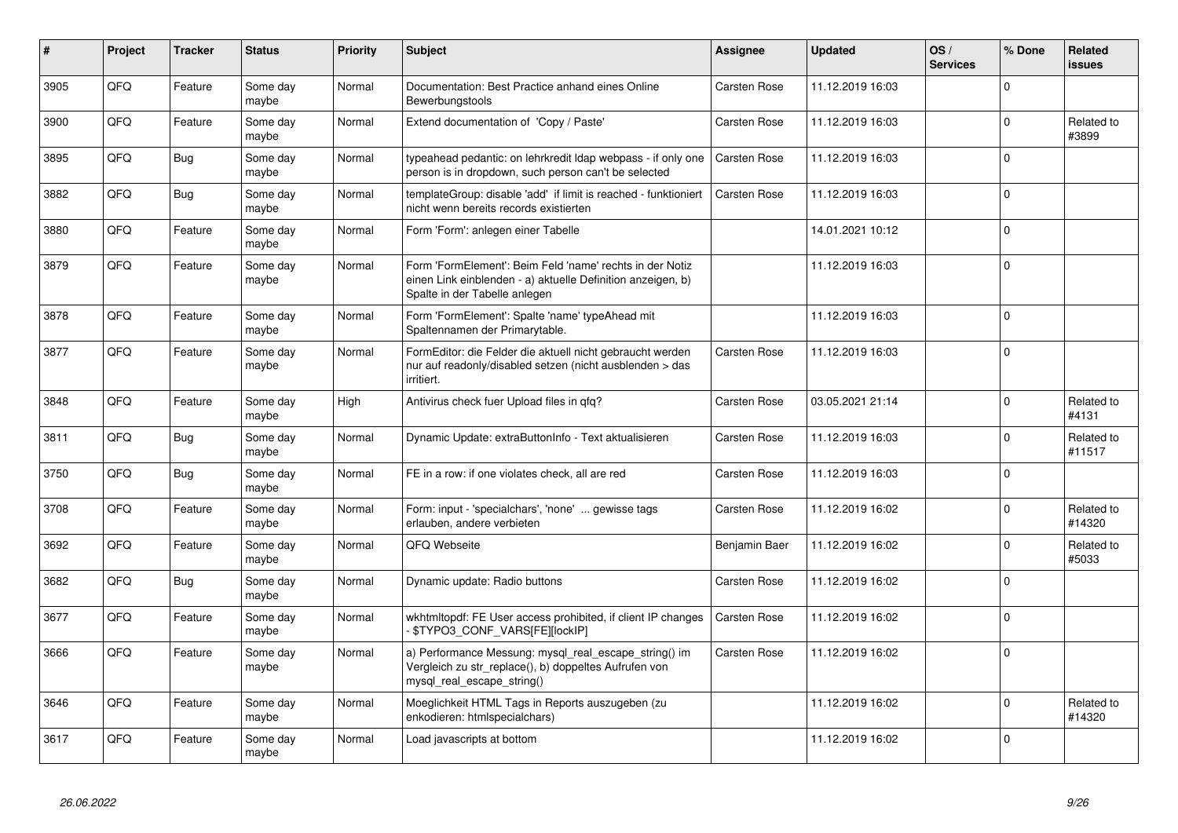| # | Project | Tracker | Status | Priority | Subject | Assignee | Updated | OS / Services | % Done | Related issues |
|---|---|---|---|---|---|---|---|---|---|---|
| 3905 | QFQ | Feature | Some day maybe | Normal | Documentation: Best Practice anhand eines Online Bewerbungstools | Carsten Rose | 11.12.2019 16:03 | | 0 | |
| 3900 | QFQ | Feature | Some day maybe | Normal | Extend documentation of 'Copy / Paste' | Carsten Rose | 11.12.2019 16:03 | | 0 | Related to #3899 |
| 3895 | QFQ | Bug | Some day maybe | Normal | typeahead pedantic: on lehrkredit ldap webpass - if only one person is in dropdown, such person can't be selected | Carsten Rose | 11.12.2019 16:03 | | 0 | |
| 3882 | QFQ | Bug | Some day maybe | Normal | templateGroup: disable 'add' if limit is reached - funktioniert nicht wenn bereits records existierten | Carsten Rose | 11.12.2019 16:03 | | 0 | |
| 3880 | QFQ | Feature | Some day maybe | Normal | Form 'Form': anlegen einer Tabelle | | 14.01.2021 10:12 | | 0 | |
| 3879 | QFQ | Feature | Some day maybe | Normal | Form 'FormElement': Beim Feld 'name' rechts in der Notiz einen Link einblenden - a) aktuelle Definition anzeigen, b) Spalte in der Tabelle anlegen | | 11.12.2019 16:03 | | 0 | |
| 3878 | QFQ | Feature | Some day maybe | Normal | Form 'FormElement': Spalte 'name' typeAhead mit Spaltennamen der Primarytable. | | 11.12.2019 16:03 | | 0 | |
| 3877 | QFQ | Feature | Some day maybe | Normal | FormEditor: die Felder die aktuell nicht gebraucht werden nur auf readonly/disabled setzen (nicht ausblenden > das irritiert. | Carsten Rose | 11.12.2019 16:03 | | 0 | |
| 3848 | QFQ | Feature | Some day maybe | High | Antivirus check fuer Upload files in qfq? | Carsten Rose | 03.05.2021 21:14 | | 0 | Related to #4131 |
| 3811 | QFQ | Bug | Some day maybe | Normal | Dynamic Update: extraButtonInfo - Text aktualisieren | Carsten Rose | 11.12.2019 16:03 | | 0 | Related to #11517 |
| 3750 | QFQ | Bug | Some day maybe | Normal | FE in a row: if one violates check, all are red | Carsten Rose | 11.12.2019 16:03 | | 0 | |
| 3708 | QFQ | Feature | Some day maybe | Normal | Form: input - 'specialchars', 'none' ... gewisse tags erlauben, andere verbieten | Carsten Rose | 11.12.2019 16:02 | | 0 | Related to #14320 |
| 3692 | QFQ | Feature | Some day maybe | Normal | QFQ Webseite | Benjamin Baer | 11.12.2019 16:02 | | 0 | Related to #5033 |
| 3682 | QFQ | Bug | Some day maybe | Normal | Dynamic update: Radio buttons | Carsten Rose | 11.12.2019 16:02 | | 0 | |
| 3677 | QFQ | Feature | Some day maybe | Normal | wkhtmltopdf: FE User access prohibited, if client IP changes - $TYPO3_CONF_VARS[FE][lockIP] | Carsten Rose | 11.12.2019 16:02 | | 0 | |
| 3666 | QFQ | Feature | Some day maybe | Normal | a) Performance Messung: mysql_real_escape_string() im Vergleich zu str_replace(), b) doppeltes Aufrufen von mysql_real_escape_string() | Carsten Rose | 11.12.2019 16:02 | | 0 | |
| 3646 | QFQ | Feature | Some day maybe | Normal | Moeglichkeit HTML Tags in Reports auszugeben (zu enkodieren: htmlspecialchars) | | 11.12.2019 16:02 | | 0 | Related to #14320 |
| 3617 | QFQ | Feature | Some day maybe | Normal | Load javascripts at bottom | | 11.12.2019 16:02 | | 0 | |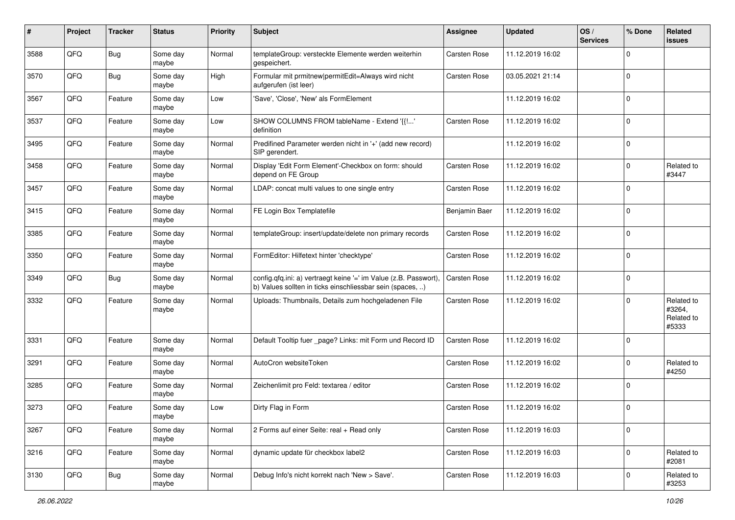| # | Project | Tracker | Status | Priority | Subject | Assignee | Updated | OS / Services | % Done | Related issues |
|---|---|---|---|---|---|---|---|---|---|---|
| 3588 | QFQ | Bug | Some day maybe | Normal | templateGroup: versteckte Elemente werden weiterhin gespeichert. | Carsten Rose | 11.12.2019 16:02 | | 0 | |
| 3570 | QFQ | Bug | Some day maybe | High | Formular mit prmitnew\|permitEdit=Always wird nicht aufgerufen (ist leer) | Carsten Rose | 03.05.2021 21:14 | | 0 | |
| 3567 | QFQ | Feature | Some day maybe | Low | 'Save', 'Close', 'New' als FormElement | | 11.12.2019 16:02 | | 0 | |
| 3537 | QFQ | Feature | Some day maybe | Low | SHOW COLUMNS FROM tableName - Extend '{{!...' definition | Carsten Rose | 11.12.2019 16:02 | | 0 | |
| 3495 | QFQ | Feature | Some day maybe | Normal | Predifined Parameter werden nicht in '+' (add new record) SIP gerendert. | | 11.12.2019 16:02 | | 0 | |
| 3458 | QFQ | Feature | Some day maybe | Normal | Display 'Edit Form Element'-Checkbox on form: should depend on FE Group | Carsten Rose | 11.12.2019 16:02 | | 0 | Related to #3447 |
| 3457 | QFQ | Feature | Some day maybe | Normal | LDAP: concat multi values to one single entry | Carsten Rose | 11.12.2019 16:02 | | 0 | |
| 3415 | QFQ | Feature | Some day maybe | Normal | FE Login Box Templatefile | Benjamin Baer | 11.12.2019 16:02 | | 0 | |
| 3385 | QFQ | Feature | Some day maybe | Normal | templateGroup: insert/update/delete non primary records | Carsten Rose | 11.12.2019 16:02 | | 0 | |
| 3350 | QFQ | Feature | Some day maybe | Normal | FormEditor: Hilfetext hinter 'checktype' | Carsten Rose | 11.12.2019 16:02 | | 0 | |
| 3349 | QFQ | Bug | Some day maybe | Normal | config.qfq.ini: a) vertraegt keine '=' im Value (z.B. Passwort), b) Values sollten in ticks einschliessbar sein (spaces, ..) | Carsten Rose | 11.12.2019 16:02 | | 0 | |
| 3332 | QFQ | Feature | Some day maybe | Normal | Uploads: Thumbnails, Details zum hochgeladenen File | Carsten Rose | 11.12.2019 16:02 | | 0 | Related to #3264, Related to #5333 |
| 3331 | QFQ | Feature | Some day maybe | Normal | Default Tooltip fuer _page? Links: mit Form und Record ID | Carsten Rose | 11.12.2019 16:02 | | 0 | |
| 3291 | QFQ | Feature | Some day maybe | Normal | AutoCron websiteToken | Carsten Rose | 11.12.2019 16:02 | | 0 | Related to #4250 |
| 3285 | QFQ | Feature | Some day maybe | Normal | Zeichenlimit pro Feld: textarea / editor | Carsten Rose | 11.12.2019 16:02 | | 0 | |
| 3273 | QFQ | Feature | Some day maybe | Low | Dirty Flag in Form | Carsten Rose | 11.12.2019 16:02 | | 0 | |
| 3267 | QFQ | Feature | Some day maybe | Normal | 2 Forms auf einer Seite: real + Read only | Carsten Rose | 11.12.2019 16:03 | | 0 | |
| 3216 | QFQ | Feature | Some day maybe | Normal | dynamic update für checkbox label2 | Carsten Rose | 11.12.2019 16:03 | | 0 | Related to #2081 |
| 3130 | QFQ | Bug | Some day maybe | Normal | Debug Info's nicht korrekt nach 'New > Save'. | Carsten Rose | 11.12.2019 16:03 | | 0 | Related to #3253 |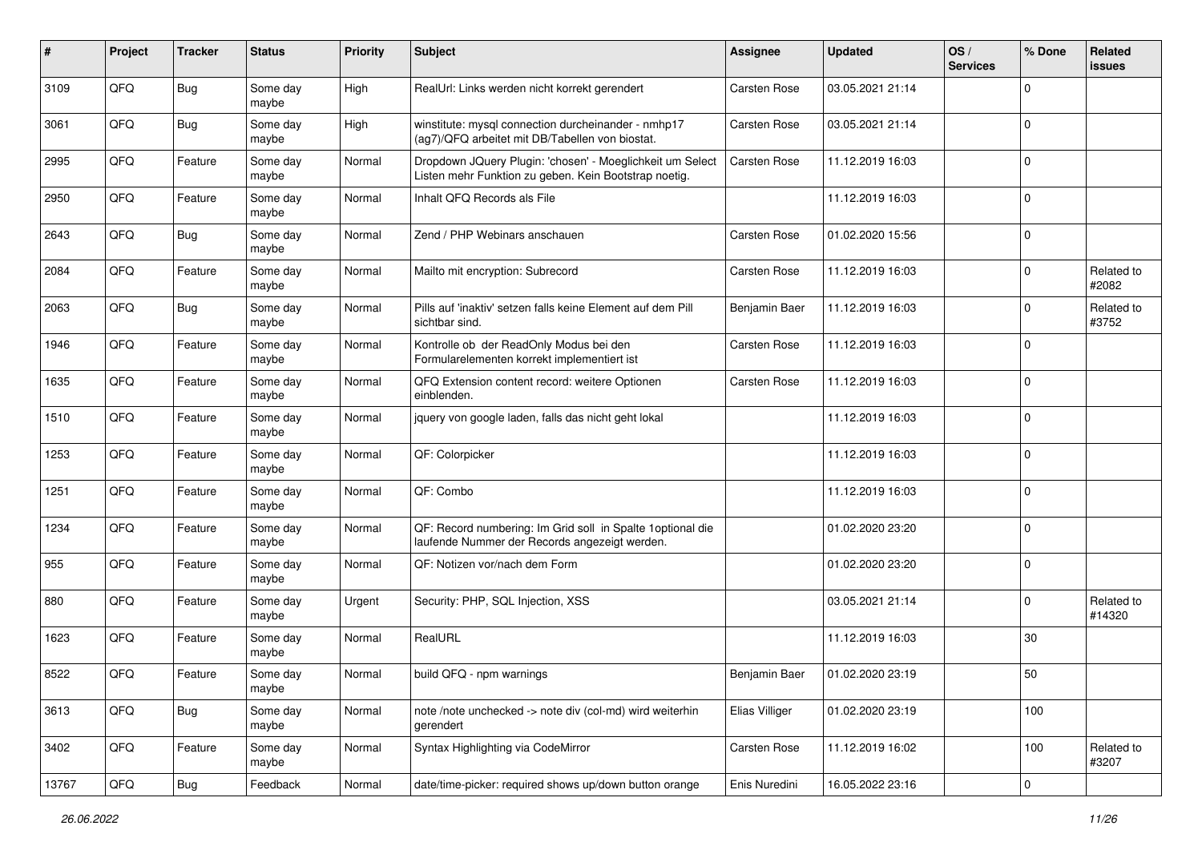| # | Project | Tracker | Status | Priority | Subject | Assignee | Updated | OS / Services | % Done | Related issues |
|---|---|---|---|---|---|---|---|---|---|---|
| 3109 | QFQ | Bug | Some day maybe | High | RealUrl: Links werden nicht korrekt gerendert | Carsten Rose | 03.05.2021 21:14 | | 0 | |
| 3061 | QFQ | Bug | Some day maybe | High | winstitute: mysql connection durcheinander - nmhp17 (ag7)/QFQ arbeitet mit DB/Tabellen von biostat. | Carsten Rose | 03.05.2021 21:14 | | 0 | |
| 2995 | QFQ | Feature | Some day maybe | Normal | Dropdown JQuery Plugin: 'chosen' - Moeglichkeit um Select Listen mehr Funktion zu geben. Kein Bootstrap noetig. | Carsten Rose | 11.12.2019 16:03 | | 0 | |
| 2950 | QFQ | Feature | Some day maybe | Normal | Inhalt QFQ Records als File | | 11.12.2019 16:03 | | 0 | |
| 2643 | QFQ | Bug | Some day maybe | Normal | Zend / PHP Webinars anschauen | Carsten Rose | 01.02.2020 15:56 | | 0 | |
| 2084 | QFQ | Feature | Some day maybe | Normal | Mailto mit encryption: Subrecord | Carsten Rose | 11.12.2019 16:03 | | 0 | Related to #2082 |
| 2063 | QFQ | Bug | Some day maybe | Normal | Pills auf 'inaktiv' setzen falls keine Element auf dem Pill sichtbar sind. | Benjamin Baer | 11.12.2019 16:03 | | 0 | Related to #3752 |
| 1946 | QFQ | Feature | Some day maybe | Normal | Kontrolle ob der ReadOnly Modus bei den Formularelementen korrekt implementiert ist | Carsten Rose | 11.12.2019 16:03 | | 0 | |
| 1635 | QFQ | Feature | Some day maybe | Normal | QFQ Extension content record: weitere Optionen einblenden. | Carsten Rose | 11.12.2019 16:03 | | 0 | |
| 1510 | QFQ | Feature | Some day maybe | Normal | jquery von google laden, falls das nicht geht lokal | | 11.12.2019 16:03 | | 0 | |
| 1253 | QFQ | Feature | Some day maybe | Normal | QF: Colorpicker | | 11.12.2019 16:03 | | 0 | |
| 1251 | QFQ | Feature | Some day maybe | Normal | QF: Combo | | 11.12.2019 16:03 | | 0 | |
| 1234 | QFQ | Feature | Some day maybe | Normal | QF: Record numbering: Im Grid soll in Spalte 1optional die laufende Nummer der Records angezeigt werden. | | 01.02.2020 23:20 | | 0 | |
| 955 | QFQ | Feature | Some day maybe | Normal | QF: Notizen vor/nach dem Form | | 01.02.2020 23:20 | | 0 | |
| 880 | QFQ | Feature | Some day maybe | Urgent | Security: PHP, SQL Injection, XSS | | 03.05.2021 21:14 | | 0 | Related to #14320 |
| 1623 | QFQ | Feature | Some day maybe | Normal | RealURL | | 11.12.2019 16:03 | | 30 | |
| 8522 | QFQ | Feature | Some day maybe | Normal | build QFQ - npm warnings | Benjamin Baer | 01.02.2020 23:19 | | 50 | |
| 3613 | QFQ | Bug | Some day maybe | Normal | note /note unchecked -> note div (col-md) wird weiterhin gerendert | Elias Villiger | 01.02.2020 23:19 | | 100 | |
| 3402 | QFQ | Feature | Some day maybe | Normal | Syntax Highlighting via CodeMirror | Carsten Rose | 11.12.2019 16:02 | | 100 | Related to #3207 |
| 13767 | QFQ | Bug | Feedback | Normal | date/time-picker: required shows up/down button orange | Enis Nuredini | 16.05.2022 23:16 | | 0 | |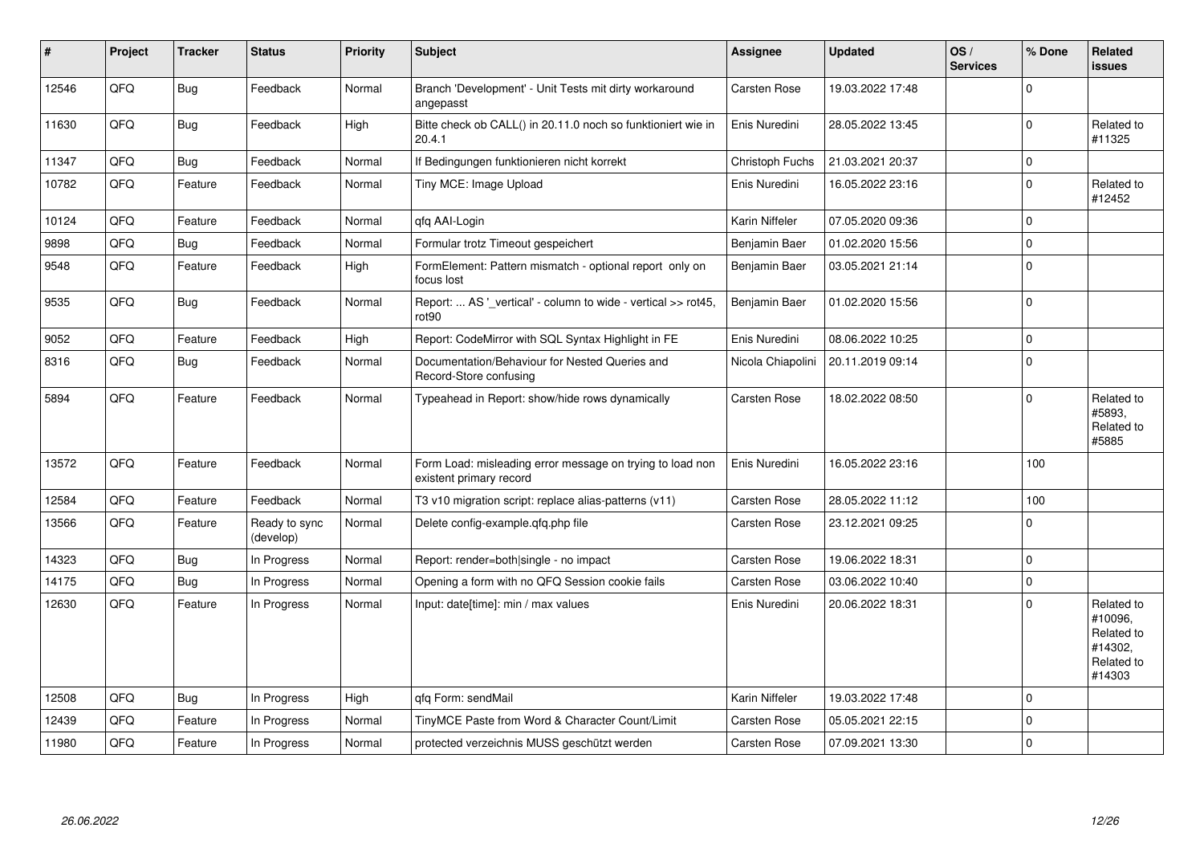| # | Project | Tracker | Status | Priority | Subject | Assignee | Updated | OS / Services | % Done | Related issues |
|---|---|---|---|---|---|---|---|---|---|---|
| 12546 | QFQ | Bug | Feedback | Normal | Branch 'Development' - Unit Tests mit dirty workaround angepasst | Carsten Rose | 19.03.2022 17:48 | | 0 | |
| 11630 | QFQ | Bug | Feedback | High | Bitte check ob CALL() in 20.11.0 noch so funktioniert wie in 20.4.1 | Enis Nuredini | 28.05.2022 13:45 | | 0 | Related to #11325 |
| 11347 | QFQ | Bug | Feedback | Normal | If Bedingungen funktionieren nicht korrekt | Christoph Fuchs | 21.03.2021 20:37 | | 0 | |
| 10782 | QFQ | Feature | Feedback | Normal | Tiny MCE: Image Upload | Enis Nuredini | 16.05.2022 23:16 | | 0 | Related to #12452 |
| 10124 | QFQ | Feature | Feedback | Normal | qfq AAI-Login | Karin Niffeler | 07.05.2020 09:36 | | 0 | |
| 9898 | QFQ | Bug | Feedback | Normal | Formular trotz Timeout gespeichert | Benjamin Baer | 01.02.2020 15:56 | | 0 | |
| 9548 | QFQ | Feature | Feedback | High | FormElement: Pattern mismatch - optional report only on focus lost | Benjamin Baer | 03.05.2021 21:14 | | 0 | |
| 9535 | QFQ | Bug | Feedback | Normal | Report: ... AS '_vertical' - column to wide - vertical >> rot45, rot90 | Benjamin Baer | 01.02.2020 15:56 | | 0 | |
| 9052 | QFQ | Feature | Feedback | High | Report: CodeMirror with SQL Syntax Highlight in FE | Enis Nuredini | 08.06.2022 10:25 | | 0 | |
| 8316 | QFQ | Bug | Feedback | Normal | Documentation/Behaviour for Nested Queries and Record-Store confusing | Nicola Chiapolini | 20.11.2019 09:14 | | 0 | |
| 5894 | QFQ | Feature | Feedback | Normal | Typeahead in Report: show/hide rows dynamically | Carsten Rose | 18.02.2022 08:50 | | 0 | Related to #5893, Related to #5885 |
| 13572 | QFQ | Feature | Feedback | Normal | Form Load: misleading error message on trying to load non existent primary record | Enis Nuredini | 16.05.2022 23:16 | | 100 | |
| 12584 | QFQ | Feature | Feedback | Normal | T3 v10 migration script: replace alias-patterns (v11) | Carsten Rose | 28.05.2022 11:12 | | 100 | |
| 13566 | QFQ | Feature | Ready to sync (develop) | Normal | Delete config-example.qfq.php file | Carsten Rose | 23.12.2021 09:25 | | 0 | |
| 14323 | QFQ | Bug | In Progress | Normal | Report: render=both\|single - no impact | Carsten Rose | 19.06.2022 18:31 | | 0 | |
| 14175 | QFQ | Bug | In Progress | Normal | Opening a form with no QFQ Session cookie fails | Carsten Rose | 03.06.2022 10:40 | | 0 | |
| 12630 | QFQ | Feature | In Progress | Normal | Input: date[time]: min / max values | Enis Nuredini | 20.06.2022 18:31 | | 0 | Related to #10096, Related to #14302, Related to #14303 |
| 12508 | QFQ | Bug | In Progress | High | qfq Form: sendMail | Karin Niffeler | 19.03.2022 17:48 | | 0 | |
| 12439 | QFQ | Feature | In Progress | Normal | TinyMCE Paste from Word & Character Count/Limit | Carsten Rose | 05.05.2021 22:15 | | 0 | |
| 11980 | QFQ | Feature | In Progress | Normal | protected verzeichnis MUSS geschützt werden | Carsten Rose | 07.09.2021 13:30 | | 0 | |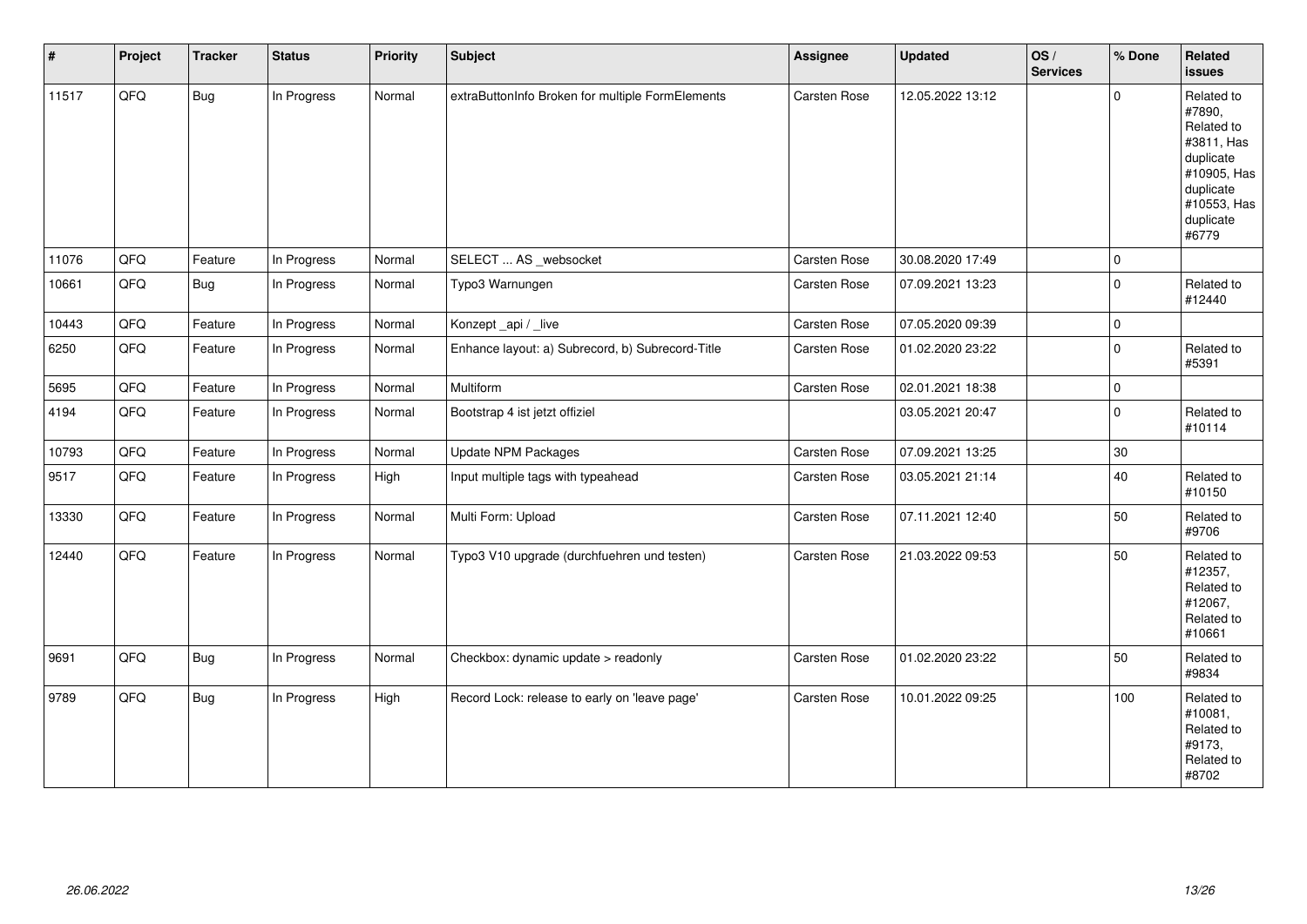| # | Project | Tracker | Status | Priority | Subject | Assignee | Updated | OS / Services | % Done | Related issues |
|---|---|---|---|---|---|---|---|---|---|---|
| 11517 | QFQ | Bug | In Progress | Normal | extraButtonInfo Broken for multiple FormElements | Carsten Rose | 12.05.2022 13:12 | | 0 | Related to #7890, Related to #3811, Has duplicate #10905, Has duplicate #10553, Has duplicate #6779 |
| 11076 | QFQ | Feature | In Progress | Normal | SELECT ... AS _websocket | Carsten Rose | 30.08.2020 17:49 | | 0 | |
| 10661 | QFQ | Bug | In Progress | Normal | Typo3 Warnungen | Carsten Rose | 07.09.2021 13:23 | | 0 | Related to #12440 |
| 10443 | QFQ | Feature | In Progress | Normal | Konzept _api / _live | Carsten Rose | 07.05.2020 09:39 | | 0 | |
| 6250 | QFQ | Feature | In Progress | Normal | Enhance layout: a) Subrecord, b) Subrecord-Title | Carsten Rose | 01.02.2020 23:22 | | 0 | Related to #5391 |
| 5695 | QFQ | Feature | In Progress | Normal | Multiform | Carsten Rose | 02.01.2021 18:38 | | 0 | |
| 4194 | QFQ | Feature | In Progress | Normal | Bootstrap 4 ist jetzt offiziel | | 03.05.2021 20:47 | | 0 | Related to #10114 |
| 10793 | QFQ | Feature | In Progress | Normal | Update NPM Packages | Carsten Rose | 07.09.2021 13:25 | | 30 | |
| 9517 | QFQ | Feature | In Progress | High | Input multiple tags with typeahead | Carsten Rose | 03.05.2021 21:14 | | 40 | Related to #10150 |
| 13330 | QFQ | Feature | In Progress | Normal | Multi Form: Upload | Carsten Rose | 07.11.2021 12:40 | | 50 | Related to #9706 |
| 12440 | QFQ | Feature | In Progress | Normal | Typo3 V10 upgrade (durchfuehren und testen) | Carsten Rose | 21.03.2022 09:53 | | 50 | Related to #12357, Related to #12067, Related to #10661 |
| 9691 | QFQ | Bug | In Progress | Normal | Checkbox: dynamic update > readonly | Carsten Rose | 01.02.2020 23:22 | | 50 | Related to #9834 |
| 9789 | QFQ | Bug | In Progress | High | Record Lock: release to early on 'leave page' | Carsten Rose | 10.01.2022 09:25 | | 100 | Related to #10081, Related to #9173, Related to #8702 |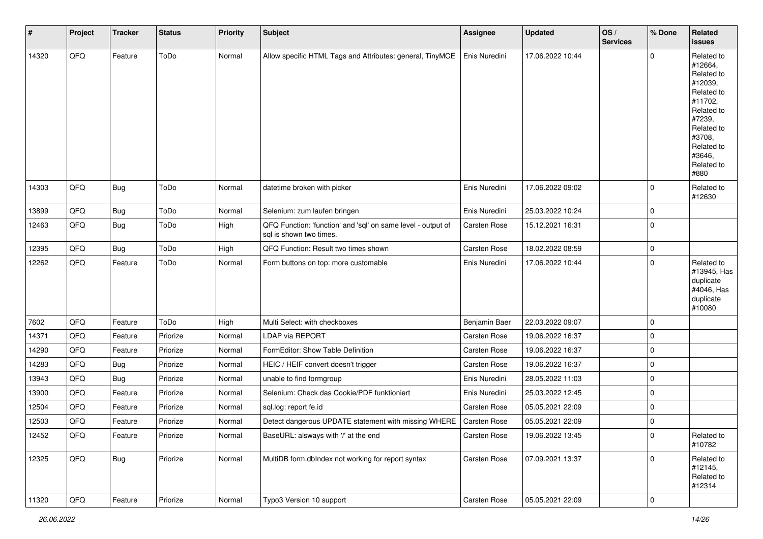| # | Project | Tracker | Status | Priority | Subject | Assignee | Updated | OS / Services | % Done | Related issues |
|---|---|---|---|---|---|---|---|---|---|---|
| 14320 | QFQ | Feature | ToDo | Normal | Allow specific HTML Tags and Attributes: general, TinyMCE | Enis Nuredini | 17.06.2022 10:44 | | 0 | Related to #12664, Related to #12039, Related to #11702, Related to #7239, Related to #3708, Related to #3646, Related to #880 |
| 14303 | QFQ | Bug | ToDo | Normal | datetime broken with picker | Enis Nuredini | 17.06.2022 09:02 | | 0 | Related to #12630 |
| 13899 | QFQ | Bug | ToDo | Normal | Selenium: zum laufen bringen | Enis Nuredini | 25.03.2022 10:24 | | 0 | |
| 12463 | QFQ | Bug | ToDo | High | QFQ Function: 'function' and 'sql' on same level - output of sql is shown two times. | Carsten Rose | 15.12.2021 16:31 | | 0 | |
| 12395 | QFQ | Bug | ToDo | High | QFQ Function: Result two times shown | Carsten Rose | 18.02.2022 08:59 | | 0 | |
| 12262 | QFQ | Feature | ToDo | Normal | Form buttons on top: more customable | Enis Nuredini | 17.06.2022 10:44 | | 0 | Related to #13945, Has duplicate #4046, Has duplicate #10080 |
| 7602 | QFQ | Feature | ToDo | High | Multi Select: with checkboxes | Benjamin Baer | 22.03.2022 09:07 | | 0 | |
| 14371 | QFQ | Feature | Priorize | Normal | LDAP via REPORT | Carsten Rose | 19.06.2022 16:37 | | 0 | |
| 14290 | QFQ | Feature | Priorize | Normal | FormEditor: Show Table Definition | Carsten Rose | 19.06.2022 16:37 | | 0 | |
| 14283 | QFQ | Bug | Priorize | Normal | HEIC / HEIF convert doesn't trigger | Carsten Rose | 19.06.2022 16:37 | | 0 | |
| 13943 | QFQ | Bug | Priorize | Normal | unable to find formgroup | Enis Nuredini | 28.05.2022 11:03 | | 0 | |
| 13900 | QFQ | Feature | Priorize | Normal | Selenium: Check das Cookie/PDF funktioniert | Enis Nuredini | 25.03.2022 12:45 | | 0 | |
| 12504 | QFQ | Feature | Priorize | Normal | sql.log: report fe.id | Carsten Rose | 05.05.2021 22:09 | | 0 | |
| 12503 | QFQ | Feature | Priorize | Normal | Detect dangerous UPDATE statement with missing WHERE | Carsten Rose | 05.05.2021 22:09 | | 0 | |
| 12452 | QFQ | Feature | Priorize | Normal | BaseURL: alsways with '/' at the end | Carsten Rose | 19.06.2022 13:45 | | 0 | Related to #10782 |
| 12325 | QFQ | Bug | Priorize | Normal | MultiDB form.dbIndex not working for report syntax | Carsten Rose | 07.09.2021 13:37 | | 0 | Related to #12145, Related to #12314 |
| 11320 | QFQ | Feature | Priorize | Normal | Typo3 Version 10 support | Carsten Rose | 05.05.2021 22:09 | | 0 | |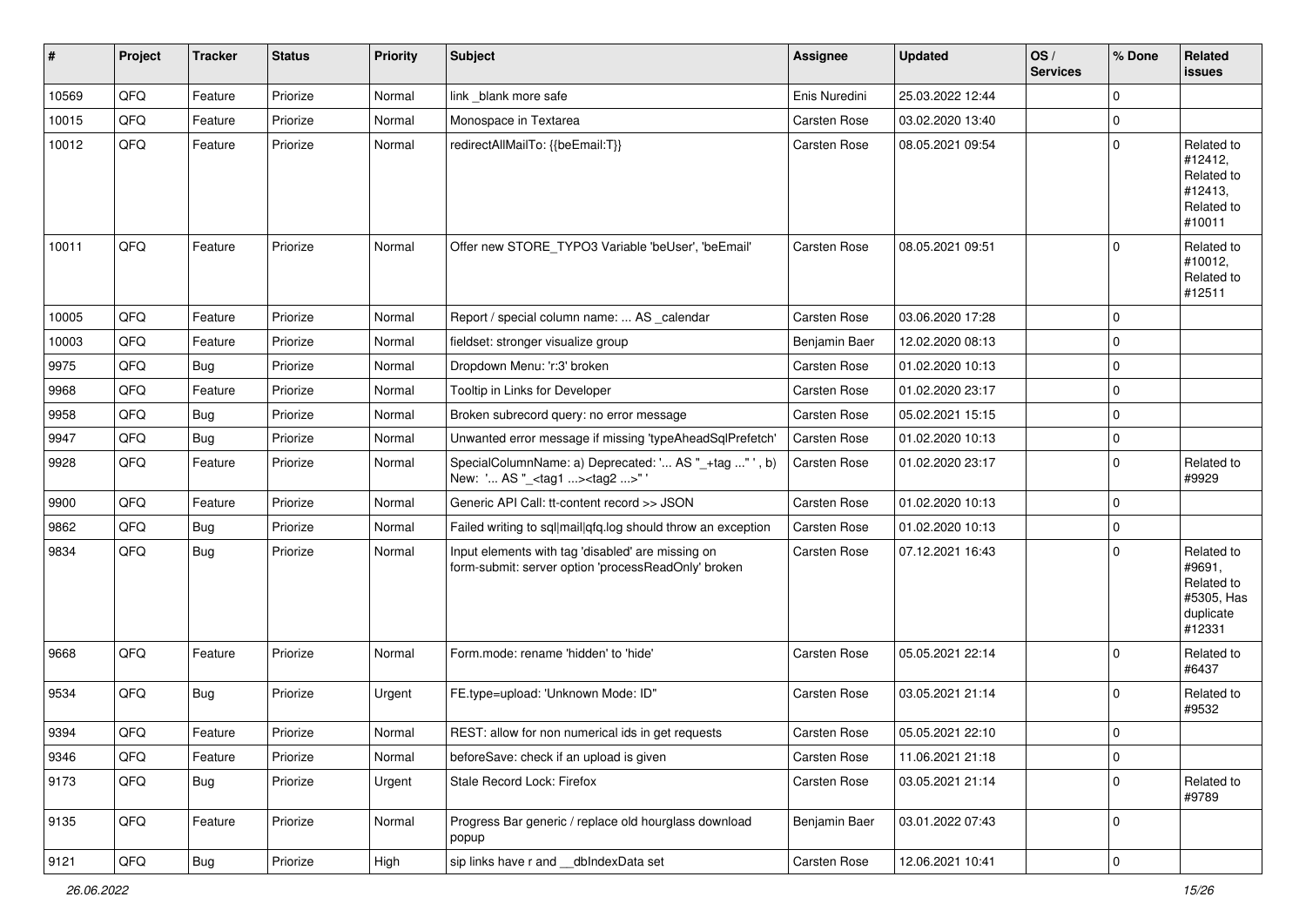| # | Project | Tracker | Status | Priority | Subject | Assignee | Updated | OS / Services | % Done | Related issues |
|---|---|---|---|---|---|---|---|---|---|---|
| 10569 | QFQ | Feature | Priorize | Normal | link _blank more safe | Enis Nuredini | 25.03.2022 12:44 | | 0 | |
| 10015 | QFQ | Feature | Priorize | Normal | Monospace in Textarea | Carsten Rose | 03.02.2020 13:40 | | 0 | |
| 10012 | QFQ | Feature | Priorize | Normal | redirectAllMailTo: {{beEmail:T}} | Carsten Rose | 08.05.2021 09:54 | | 0 | Related to #12412, Related to #12413, Related to #10011 |
| 10011 | QFQ | Feature | Priorize | Normal | Offer new STORE_TYPO3 Variable 'beUser', 'beEmail' | Carsten Rose | 08.05.2021 09:51 | | 0 | Related to #10012, Related to #12511 |
| 10005 | QFQ | Feature | Priorize | Normal | Report / special column name: ... AS _calendar | Carsten Rose | 03.06.2020 17:28 | | 0 | |
| 10003 | QFQ | Feature | Priorize | Normal | fieldset: stronger visualize group | Benjamin Baer | 12.02.2020 08:13 | | 0 | |
| 9975 | QFQ | Bug | Priorize | Normal | Dropdown Menu: 'r:3' broken | Carsten Rose | 01.02.2020 10:13 | | 0 | |
| 9968 | QFQ | Feature | Priorize | Normal | Tooltip in Links for Developer | Carsten Rose | 01.02.2020 23:17 | | 0 | |
| 9958 | QFQ | Bug | Priorize | Normal | Broken subrecord query: no error message | Carsten Rose | 05.02.2021 15:15 | | 0 | |
| 9947 | QFQ | Bug | Priorize | Normal | Unwanted error message if missing 'typeAheadSqlPrefetch' | Carsten Rose | 01.02.2020 10:13 | | 0 | |
| 9928 | QFQ | Feature | Priorize | Normal | SpecialColumnName: a) Deprecated: '... AS "_+tag ..." ', b) New: '... AS "_<tag1 ...><tag2 ...>" ' | Carsten Rose | 01.02.2020 23:17 | | 0 | Related to #9929 |
| 9900 | QFQ | Feature | Priorize | Normal | Generic API Call: tt-content record >> JSON | Carsten Rose | 01.02.2020 10:13 | | 0 | |
| 9862 | QFQ | Bug | Priorize | Normal | Failed writing to sql\|mail\|qfq.log should throw an exception | Carsten Rose | 01.02.2020 10:13 | | 0 | |
| 9834 | QFQ | Bug | Priorize | Normal | Input elements with tag 'disabled' are missing on form-submit: server option 'processReadOnly' broken | Carsten Rose | 07.12.2021 16:43 | | 0 | Related to #9691, Related to #5305, Has duplicate #12331 |
| 9668 | QFQ | Feature | Priorize | Normal | Form.mode: rename 'hidden' to 'hide' | Carsten Rose | 05.05.2021 22:14 | | 0 | Related to #6437 |
| 9534 | QFQ | Bug | Priorize | Urgent | FE.type=upload: 'Unknown Mode: ID" | Carsten Rose | 03.05.2021 21:14 | | 0 | Related to #9532 |
| 9394 | QFQ | Feature | Priorize | Normal | REST: allow for non numerical ids in get requests | Carsten Rose | 05.05.2021 22:10 | | 0 | |
| 9346 | QFQ | Feature | Priorize | Normal | beforeSave: check if an upload is given | Carsten Rose | 11.06.2021 21:18 | | 0 | |
| 9173 | QFQ | Bug | Priorize | Urgent | Stale Record Lock: Firefox | Carsten Rose | 03.05.2021 21:14 | | 0 | Related to #9789 |
| 9135 | QFQ | Feature | Priorize | Normal | Progress Bar generic / replace old hourglass download popup | Benjamin Baer | 03.01.2022 07:43 | | 0 | |
| 9121 | QFQ | Bug | Priorize | High | sip links have r and __dbIndexData set | Carsten Rose | 12.06.2021 10:41 | | 0 | |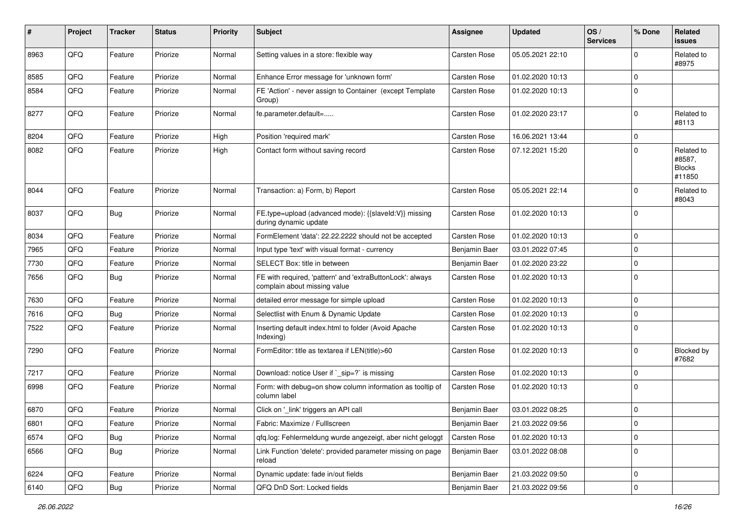| # | Project | Tracker | Status | Priority | Subject | Assignee | Updated | OS / Services | % Done | Related issues |
|---|---|---|---|---|---|---|---|---|---|---|
| 8963 | QFQ | Feature | Priorize | Normal | Setting values in a store: flexible way | Carsten Rose | 05.05.2021 22:10 | | 0 | Related to #8975 |
| 8585 | QFQ | Feature | Priorize | Normal | Enhance Error message for 'unknown form' | Carsten Rose | 01.02.2020 10:13 | | 0 | |
| 8584 | QFQ | Feature | Priorize | Normal | FE 'Action' - never assign to Container (except Template Group) | Carsten Rose | 01.02.2020 10:13 | | 0 | |
| 8277 | QFQ | Feature | Priorize | Normal | fe.parameter.default=..... | Carsten Rose | 01.02.2020 23:17 | | 0 | Related to #8113 |
| 8204 | QFQ | Feature | Priorize | High | Position 'required mark' | Carsten Rose | 16.06.2021 13:44 | | 0 | |
| 8082 | QFQ | Feature | Priorize | High | Contact form without saving record | Carsten Rose | 07.12.2021 15:20 | | 0 | Related to #8587, Blocks #11850 |
| 8044 | QFQ | Feature | Priorize | Normal | Transaction: a) Form, b) Report | Carsten Rose | 05.05.2021 22:14 | | 0 | Related to #8043 |
| 8037 | QFQ | Bug | Priorize | Normal | FE.type=upload (advanced mode): {{slaveId:V}} missing during dynamic update | Carsten Rose | 01.02.2020 10:13 | | 0 | |
| 8034 | QFQ | Feature | Priorize | Normal | FormElement 'data': 22.22.2222 should not be accepted | Carsten Rose | 01.02.2020 10:13 | | 0 | |
| 7965 | QFQ | Feature | Priorize | Normal | Input type 'text' with visual format - currency | Benjamin Baer | 03.01.2022 07:45 | | 0 | |
| 7730 | QFQ | Feature | Priorize | Normal | SELECT Box: title in between | Benjamin Baer | 01.02.2020 23:22 | | 0 | |
| 7656 | QFQ | Bug | Priorize | Normal | FE with required, 'pattern' and 'extraButtonLock': always complain about missing value | Carsten Rose | 01.02.2020 10:13 | | 0 | |
| 7630 | QFQ | Feature | Priorize | Normal | detailed error message for simple upload | Carsten Rose | 01.02.2020 10:13 | | 0 | |
| 7616 | QFQ | Bug | Priorize | Normal | Selectlist with Enum & Dynamic Update | Carsten Rose | 01.02.2020 10:13 | | 0 | |
| 7522 | QFQ | Feature | Priorize | Normal | Inserting default index.html to folder (Avoid Apache Indexing) | Carsten Rose | 01.02.2020 10:13 | | 0 | |
| 7290 | QFQ | Feature | Priorize | Normal | FormEditor: title as textarea if LEN(title)>60 | Carsten Rose | 01.02.2020 10:13 | | 0 | Blocked by #7682 |
| 7217 | QFQ | Feature | Priorize | Normal | Download: notice User if `_sip=?` is missing | Carsten Rose | 01.02.2020 10:13 | | 0 | |
| 6998 | QFQ | Feature | Priorize | Normal | Form: with debug=on show column information as tooltip of column label | Carsten Rose | 01.02.2020 10:13 | | 0 | |
| 6870 | QFQ | Feature | Priorize | Normal | Click on '_link' triggers an API call | Benjamin Baer | 03.01.2022 08:25 | | 0 | |
| 6801 | QFQ | Feature | Priorize | Normal | Fabric: Maximize / Fulllscreen | Benjamin Baer | 21.03.2022 09:56 | | 0 | |
| 6574 | QFQ | Bug | Priorize | Normal | qfq.log: Fehlermeldung wurde angezeigt, aber nicht geloggt | Carsten Rose | 01.02.2020 10:13 | | 0 | |
| 6566 | QFQ | Bug | Priorize | Normal | Link Function 'delete': provided parameter missing on page reload | Benjamin Baer | 03.01.2022 08:08 | | 0 | |
| 6224 | QFQ | Feature | Priorize | Normal | Dynamic update: fade in/out fields | Benjamin Baer | 21.03.2022 09:50 | | 0 | |
| 6140 | QFQ | Bug | Priorize | Normal | QFQ DnD Sort: Locked fields | Benjamin Baer | 21.03.2022 09:56 | | 0 | |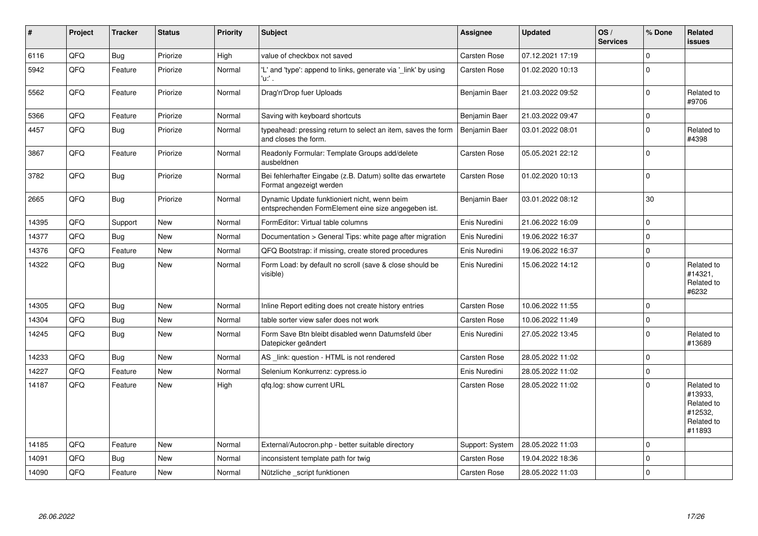| # | Project | Tracker | Status | Priority | Subject | Assignee | Updated | OS / Services | % Done | Related issues |
|---|---|---|---|---|---|---|---|---|---|---|
| 6116 | QFQ | Bug | Priorize | High | value of checkbox not saved | Carsten Rose | 07.12.2021 17:19 | | 0 | |
| 5942 | QFQ | Feature | Priorize | Normal | 'L' and 'type': append to links, generate via '_link' by using 'u:' . | Carsten Rose | 01.02.2020 10:13 | | 0 | |
| 5562 | QFQ | Feature | Priorize | Normal | Drag'n'Drop fuer Uploads | Benjamin Baer | 21.03.2022 09:52 | | 0 | Related to #9706 |
| 5366 | QFQ | Feature | Priorize | Normal | Saving with keyboard shortcuts | Benjamin Baer | 21.03.2022 09:47 | | 0 | |
| 4457 | QFQ | Bug | Priorize | Normal | typeahead: pressing return to select an item, saves the form and closes the form. | Benjamin Baer | 03.01.2022 08:01 | | 0 | Related to #4398 |
| 3867 | QFQ | Feature | Priorize | Normal | Readonly Formular: Template Groups add/delete ausbeldnen | Carsten Rose | 05.05.2021 22:12 | | 0 | |
| 3782 | QFQ | Bug | Priorize | Normal | Bei fehlerhafter Eingabe (z.B. Datum) sollte das erwartete Format angezeigt werden | Carsten Rose | 01.02.2020 10:13 | | 0 | |
| 2665 | QFQ | Bug | Priorize | Normal | Dynamic Update funktioniert nicht, wenn beim entsprechenden FormElement eine size angegeben ist. | Benjamin Baer | 03.01.2022 08:12 | | 30 | |
| 14395 | QFQ | Support | New | Normal | FormEditor: Virtual table columns | Enis Nuredini | 21.06.2022 16:09 | | 0 | |
| 14377 | QFQ | Bug | New | Normal | Documentation > General Tips: white page after migration | Enis Nuredini | 19.06.2022 16:37 | | 0 | |
| 14376 | QFQ | Feature | New | Normal | QFQ Bootstrap: if missing, create stored procedures | Enis Nuredini | 19.06.2022 16:37 | | 0 | |
| 14322 | QFQ | Bug | New | Normal | Form Load: by default no scroll (save & close should be visible) | Enis Nuredini | 15.06.2022 14:12 | | 0 | Related to #14321, Related to #6232 |
| 14305 | QFQ | Bug | New | Normal | Inline Report editing does not create history entries | Carsten Rose | 10.06.2022 11:55 | | 0 | |
| 14304 | QFQ | Bug | New | Normal | table sorter view safer does not work | Carsten Rose | 10.06.2022 11:49 | | 0 | |
| 14245 | QFQ | Bug | New | Normal | Form Save Btn bleibt disabled wenn Datumsfeld über Datepicker geändert | Enis Nuredini | 27.05.2022 13:45 | | 0 | Related to #13689 |
| 14233 | QFQ | Bug | New | Normal | AS _link: question - HTML is not rendered | Carsten Rose | 28.05.2022 11:02 | | 0 | |
| 14227 | QFQ | Feature | New | Normal | Selenium Konkurrenz: cypress.io | Enis Nuredini | 28.05.2022 11:02 | | 0 | |
| 14187 | QFQ | Feature | New | High | qfq.log: show current URL | Carsten Rose | 28.05.2022 11:02 | | 0 | Related to #13933, Related to #12532, Related to #11893 |
| 14185 | QFQ | Feature | New | Normal | External/Autocron.php - better suitable directory | Support: System | 28.05.2022 11:03 | | 0 | |
| 14091 | QFQ | Bug | New | Normal | inconsistent template path for twig | Carsten Rose | 19.04.2022 18:36 | | 0 | |
| 14090 | QFQ | Feature | New | Normal | Nützliche _script funktionen | Carsten Rose | 28.05.2022 11:03 | | 0 | |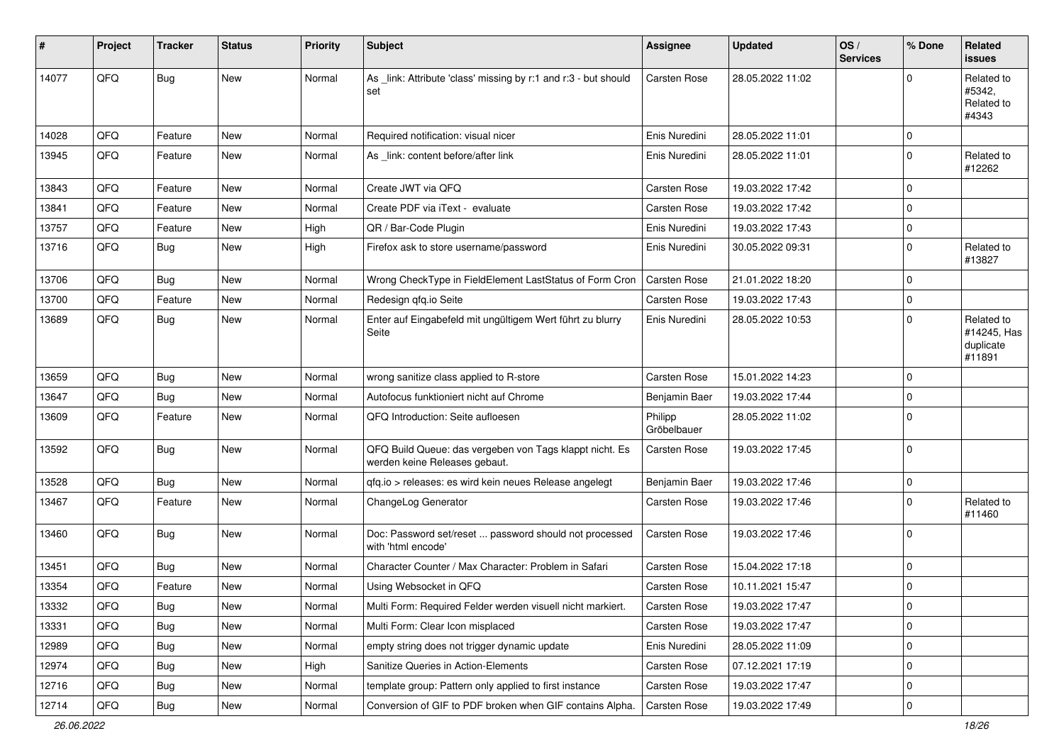| # | Project | Tracker | Status | Priority | Subject | Assignee | Updated | OS / Services | % Done | Related issues |
|---|---|---|---|---|---|---|---|---|---|---|
| 14077 | QFQ | Bug | New | Normal | As _link: Attribute 'class' missing by r:1 and r:3 - but should set | Carsten Rose | 28.05.2022 11:02 | | 0 | Related to #5342, Related to #4343 |
| 14028 | QFQ | Feature | New | Normal | Required notification: visual nicer | Enis Nuredini | 28.05.2022 11:01 | | 0 | |
| 13945 | QFQ | Feature | New | Normal | As _link: content before/after link | Enis Nuredini | 28.05.2022 11:01 | | 0 | Related to #12262 |
| 13843 | QFQ | Feature | New | Normal | Create JWT via QFQ | Carsten Rose | 19.03.2022 17:42 | | 0 | |
| 13841 | QFQ | Feature | New | Normal | Create PDF via iText - evaluate | Carsten Rose | 19.03.2022 17:42 | | 0 | |
| 13757 | QFQ | Feature | New | High | QR / Bar-Code Plugin | Enis Nuredini | 19.03.2022 17:43 | | 0 | |
| 13716 | QFQ | Bug | New | High | Firefox ask to store username/password | Enis Nuredini | 30.05.2022 09:31 | | 0 | Related to #13827 |
| 13706 | QFQ | Bug | New | Normal | Wrong CheckType in FieldElement LastStatus of Form Cron | Carsten Rose | 21.01.2022 18:20 | | 0 | |
| 13700 | QFQ | Feature | New | Normal | Redesign qfq.io Seite | Carsten Rose | 19.03.2022 17:43 | | 0 | |
| 13689 | QFQ | Bug | New | Normal | Enter auf Eingabefeld mit ungültigem Wert führt zu blurry Seite | Enis Nuredini | 28.05.2022 10:53 | | 0 | Related to #14245, Has duplicate #11891 |
| 13659 | QFQ | Bug | New | Normal | wrong sanitize class applied to R-store | Carsten Rose | 15.01.2022 14:23 | | 0 | |
| 13647 | QFQ | Bug | New | Normal | Autofocus funktioniert nicht auf Chrome | Benjamin Baer | 19.03.2022 17:44 | | 0 | |
| 13609 | QFQ | Feature | New | Normal | QFQ Introduction: Seite aufloesen | Philipp Gröbelbauer | 28.05.2022 11:02 | | 0 | |
| 13592 | QFQ | Bug | New | Normal | QFQ Build Queue: das vergeben von Tags klappt nicht. Es werden keine Releases gebaut. | Carsten Rose | 19.03.2022 17:45 | | 0 | |
| 13528 | QFQ | Bug | New | Normal | qfq.io > releases: es wird kein neues Release angelegt | Benjamin Baer | 19.03.2022 17:46 | | 0 | |
| 13467 | QFQ | Feature | New | Normal | ChangeLog Generator | Carsten Rose | 19.03.2022 17:46 | | 0 | Related to #11460 |
| 13460 | QFQ | Bug | New | Normal | Doc: Password set/reset ... password should not processed with 'html encode' | Carsten Rose | 19.03.2022 17:46 | | 0 | |
| 13451 | QFQ | Bug | New | Normal | Character Counter / Max Character: Problem in Safari | Carsten Rose | 15.04.2022 17:18 | | 0 | |
| 13354 | QFQ | Feature | New | Normal | Using Websocket in QFQ | Carsten Rose | 10.11.2021 15:47 | | 0 | |
| 13332 | QFQ | Bug | New | Normal | Multi Form: Required Felder werden visuell nicht markiert. | Carsten Rose | 19.03.2022 17:47 | | 0 | |
| 13331 | QFQ | Bug | New | Normal | Multi Form: Clear Icon misplaced | Carsten Rose | 19.03.2022 17:47 | | 0 | |
| 12989 | QFQ | Bug | New | Normal | empty string does not trigger dynamic update | Enis Nuredini | 28.05.2022 11:09 | | 0 | |
| 12974 | QFQ | Bug | New | High | Sanitize Queries in Action-Elements | Carsten Rose | 07.12.2021 17:19 | | 0 | |
| 12716 | QFQ | Bug | New | Normal | template group: Pattern only applied to first instance | Carsten Rose | 19.03.2022 17:47 | | 0 | |
| 12714 | QFQ | Bug | New | Normal | Conversion of GIF to PDF broken when GIF contains Alpha. | Carsten Rose | 19.03.2022 17:49 | | 0 | |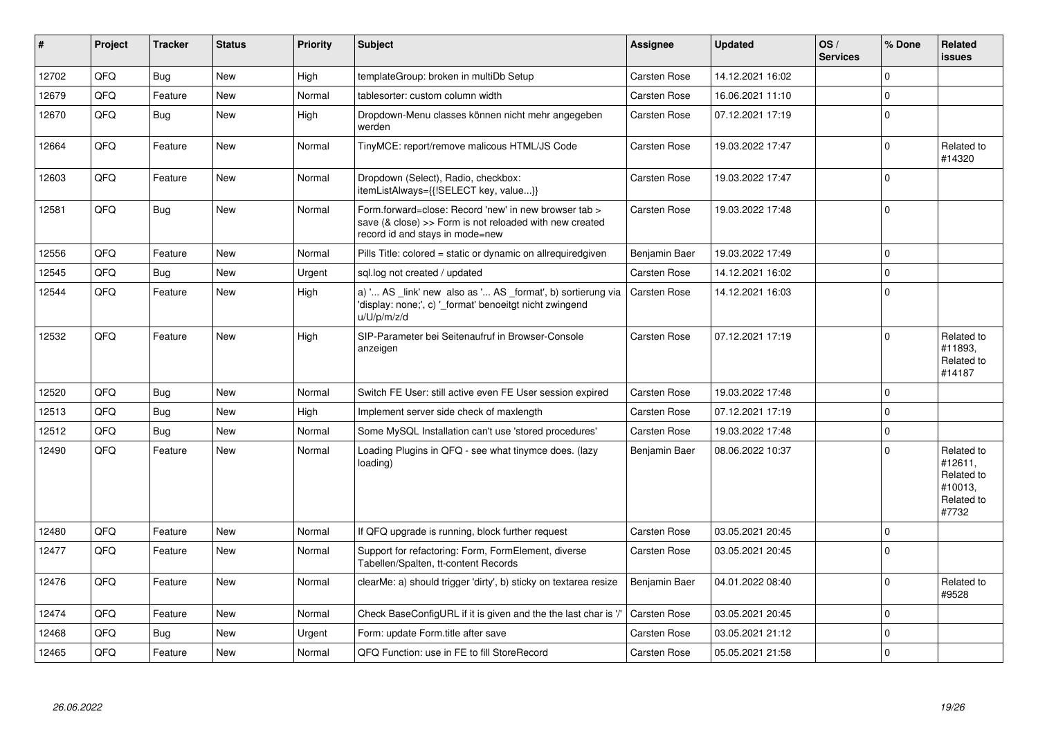| # | Project | Tracker | Status | Priority | Subject | Assignee | Updated | OS / Services | % Done | Related issues |
|---|---|---|---|---|---|---|---|---|---|---|
| 12702 | QFQ | Bug | New | High | templateGroup: broken in multiDb Setup | Carsten Rose | 14.12.2021 16:02 | | 0 | |
| 12679 | QFQ | Feature | New | Normal | tablesorter: custom column width | Carsten Rose | 16.06.2021 11:10 | | 0 | |
| 12670 | QFQ | Bug | New | High | Dropdown-Menu classes können nicht mehr angegeben werden | Carsten Rose | 07.12.2021 17:19 | | 0 | |
| 12664 | QFQ | Feature | New | Normal | TinyMCE: report/remove malicous HTML/JS Code | Carsten Rose | 19.03.2022 17:47 | | 0 | Related to #14320 |
| 12603 | QFQ | Feature | New | Normal | Dropdown (Select), Radio, checkbox: itemListAlways={{!SELECT key, value...}} | Carsten Rose | 19.03.2022 17:47 | | 0 | |
| 12581 | QFQ | Bug | New | Normal | Form.forward=close: Record 'new' in new browser tab > save (& close) >> Form is not reloaded with new created record id and stays in mode=new | Carsten Rose | 19.03.2022 17:48 | | 0 | |
| 12556 | QFQ | Feature | New | Normal | Pills Title: colored = static or dynamic on allrequiredgiven | Benjamin Baer | 19.03.2022 17:49 | | 0 | |
| 12545 | QFQ | Bug | New | Urgent | sql.log not created / updated | Carsten Rose | 14.12.2021 16:02 | | 0 | |
| 12544 | QFQ | Feature | New | High | a) '... AS _link' new also as '... AS _format', b) sortierung via 'display: none;', c) '_format' benoeitgt nicht zwingend u/U/p/m/z/d | Carsten Rose | 14.12.2021 16:03 | | 0 | |
| 12532 | QFQ | Feature | New | High | SIP-Parameter bei Seitenaufruf in Browser-Console anzeigen | Carsten Rose | 07.12.2021 17:19 | | 0 | Related to #11893, Related to #14187 |
| 12520 | QFQ | Bug | New | Normal | Switch FE User: still active even FE User session expired | Carsten Rose | 19.03.2022 17:48 | | 0 | |
| 12513 | QFQ | Bug | New | High | Implement server side check of maxlength | Carsten Rose | 07.12.2021 17:19 | | 0 | |
| 12512 | QFQ | Bug | New | Normal | Some MySQL Installation can't use 'stored procedures' | Carsten Rose | 19.03.2022 17:48 | | 0 | |
| 12490 | QFQ | Feature | New | Normal | Loading Plugins in QFQ - see what tinymce does. (lazy loading) | Benjamin Baer | 08.06.2022 10:37 | | 0 | Related to #12611, Related to #10013, Related to #7732 |
| 12480 | QFQ | Feature | New | Normal | If QFQ upgrade is running, block further request | Carsten Rose | 03.05.2021 20:45 | | 0 | |
| 12477 | QFQ | Feature | New | Normal | Support for refactoring: Form, FormElement, diverse Tabellen/Spalten, tt-content Records | Carsten Rose | 03.05.2021 20:45 | | 0 | |
| 12476 | QFQ | Feature | New | Normal | clearMe: a) should trigger 'dirty', b) sticky on textarea resize | Benjamin Baer | 04.01.2022 08:40 | | 0 | Related to #9528 |
| 12474 | QFQ | Feature | New | Normal | Check BaseConfigURL if it is given and the the last char is '/' | Carsten Rose | 03.05.2021 20:45 | | 0 | |
| 12468 | QFQ | Bug | New | Urgent | Form: update Form.title after save | Carsten Rose | 03.05.2021 21:12 | | 0 | |
| 12465 | QFQ | Feature | New | Normal | QFQ Function: use in FE to fill StoreRecord | Carsten Rose | 05.05.2021 21:58 | | 0 | |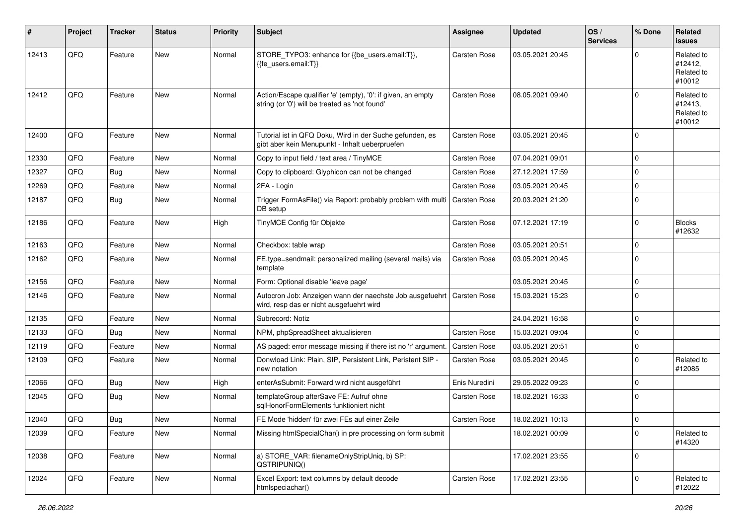| # | Project | Tracker | Status | Priority | Subject | Assignee | Updated | OS / Services | % Done | Related issues |
|---|---|---|---|---|---|---|---|---|---|---|
| 12413 | QFQ | Feature | New | Normal | STORE_TYPO3: enhance for {{be_users.email:T}}, {{fe_users.email:T}} | Carsten Rose | 03.05.2021 20:45 | | 0 | Related to #12412, Related to #10012 |
| 12412 | QFQ | Feature | New | Normal | Action/Escape qualifier 'e' (empty), '0': if given, an empty string (or '0') will be treated as 'not found' | Carsten Rose | 08.05.2021 09:40 | | 0 | Related to #12413, Related to #10012 |
| 12400 | QFQ | Feature | New | Normal | Tutorial ist in QFQ Doku, Wird in der Suche gefunden, es gibt aber kein Menupunkt - Inhalt ueberpruefen | Carsten Rose | 03.05.2021 20:45 | | 0 | |
| 12330 | QFQ | Feature | New | Normal | Copy to input field / text area / TinyMCE | Carsten Rose | 07.04.2021 09:01 | | 0 | |
| 12327 | QFQ | Bug | New | Normal | Copy to clipboard: Glyphicon can not be changed | Carsten Rose | 27.12.2021 17:59 | | 0 | |
| 12269 | QFQ | Feature | New | Normal | 2FA - Login | Carsten Rose | 03.05.2021 20:45 | | 0 | |
| 12187 | QFQ | Bug | New | Normal | Trigger FormAsFile() via Report: probably problem with multi DB setup | Carsten Rose | 20.03.2021 21:20 | | 0 | |
| 12186 | QFQ | Feature | New | High | TinyMCE Config für Objekte | Carsten Rose | 07.12.2021 17:19 | | 0 | Blocks #12632 |
| 12163 | QFQ | Feature | New | Normal | Checkbox: table wrap | Carsten Rose | 03.05.2021 20:51 | | 0 | |
| 12162 | QFQ | Feature | New | Normal | FE.type=sendmail: personalized mailing (several mails) via template | Carsten Rose | 03.05.2021 20:45 | | 0 | |
| 12156 | QFQ | Feature | New | Normal | Form: Optional disable 'leave page' | | 03.05.2021 20:45 | | 0 | |
| 12146 | QFQ | Feature | New | Normal | Autocron Job: Anzeigen wann der naechste Job ausgefuehrt wird, resp das er nicht ausgefuehrt wird | Carsten Rose | 15.03.2021 15:23 | | 0 | |
| 12135 | QFQ | Feature | New | Normal | Subrecord: Notiz | | 24.04.2021 16:58 | | 0 | |
| 12133 | QFQ | Bug | New | Normal | NPM, phpSpreadSheet aktualisieren | Carsten Rose | 15.03.2021 09:04 | | 0 | |
| 12119 | QFQ | Feature | New | Normal | AS paged: error message missing if there ist no 'r' argument. | Carsten Rose | 03.05.2021 20:51 | | 0 | |
| 12109 | QFQ | Feature | New | Normal | Donwload Link: Plain, SIP, Persistent Link, Peristent SIP - new notation | Carsten Rose | 03.05.2021 20:45 | | 0 | Related to #12085 |
| 12066 | QFQ | Bug | New | High | enterAsSubmit: Forward wird nicht ausgeführt | Enis Nuredini | 29.05.2022 09:23 | | 0 | |
| 12045 | QFQ | Bug | New | Normal | templateGroup afterSave FE: Aufruf ohne sqlHonorFormElements funktioniert nicht | Carsten Rose | 18.02.2021 16:33 | | 0 | |
| 12040 | QFQ | Bug | New | Normal | FE Mode 'hidden' für zwei FEs auf einer Zeile | Carsten Rose | 18.02.2021 10:13 | | 0 | |
| 12039 | QFQ | Feature | New | Normal | Missing htmlSpecialChar() in pre processing on form submit | | 18.02.2021 00:09 | | 0 | Related to #14320 |
| 12038 | QFQ | Feature | New | Normal | a) STORE_VAR: filenameOnlyStripUniq, b) SP: QSTRIPUNIQ() | | 17.02.2021 23:55 | | 0 | |
| 12024 | QFQ | Feature | New | Normal | Excel Export: text columns by default decode htmlspeciachar() | Carsten Rose | 17.02.2021 23:55 | | 0 | Related to #12022 |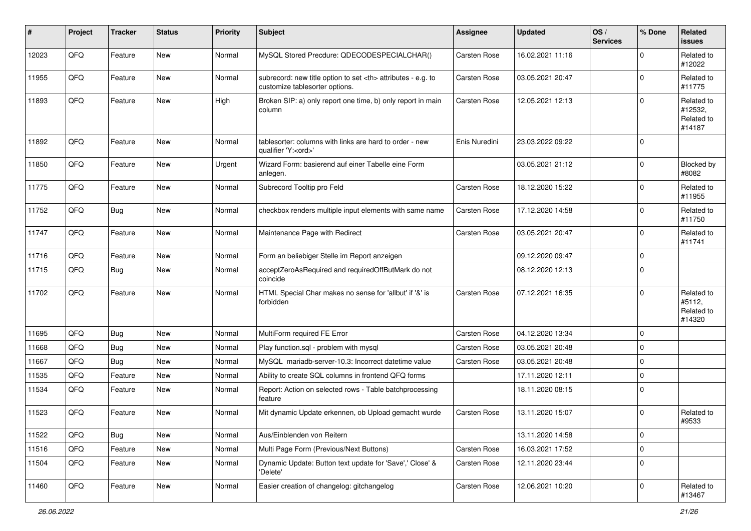| # | Project | Tracker | Status | Priority | Subject | Assignee | Updated | OS / Services | % Done | Related issues |
|---|---|---|---|---|---|---|---|---|---|---|
| 12023 | QFQ | Feature | New | Normal | MySQL Stored Precdure: QDECODESPECIALCHAR() | Carsten Rose | 16.02.2021 11:16 | | 0 | Related to #12022 |
| 11955 | QFQ | Feature | New | Normal | subrecord: new title option to set <th> attributes - e.g. to customize tablesorter options. | Carsten Rose | 03.05.2021 20:47 | | 0 | Related to #11775 |
| 11893 | QFQ | Feature | New | High | Broken SIP: a) only report one time, b) only report in main column | Carsten Rose | 12.05.2021 12:13 | | 0 | Related to #12532, Related to #14187 |
| 11892 | QFQ | Feature | New | Normal | tablesorter: columns with links are hard to order - new qualifier 'Y:<ord>' | Enis Nuredini | 23.03.2022 09:22 | | 0 | |
| 11850 | QFQ | Feature | New | Urgent | Wizard Form: basierend auf einer Tabelle eine Form anlegen. | | 03.05.2021 21:12 | | 0 | Blocked by #8082 |
| 11775 | QFQ | Feature | New | Normal | Subrecord Tooltip pro Feld | Carsten Rose | 18.12.2020 15:22 | | 0 | Related to #11955 |
| 11752 | QFQ | Bug | New | Normal | checkbox renders multiple input elements with same name | Carsten Rose | 17.12.2020 14:58 | | 0 | Related to #11750 |
| 11747 | QFQ | Feature | New | Normal | Maintenance Page with Redirect | Carsten Rose | 03.05.2021 20:47 | | 0 | Related to #11741 |
| 11716 | QFQ | Feature | New | Normal | Form an beliebiger Stelle im Report anzeigen | | 09.12.2020 09:47 | | 0 | |
| 11715 | QFQ | Bug | New | Normal | acceptZeroAsRequired and requiredOffButMark do not coincide | | 08.12.2020 12:13 | | 0 | |
| 11702 | QFQ | Feature | New | Normal | HTML Special Char makes no sense for 'allbut' if '&' is forbidden | Carsten Rose | 07.12.2021 16:35 | | 0 | Related to #5112, Related to #14320 |
| 11695 | QFQ | Bug | New | Normal | MultiForm required FE Error | Carsten Rose | 04.12.2020 13:34 | | 0 | |
| 11668 | QFQ | Bug | New | Normal | Play function.sql - problem with mysql | Carsten Rose | 03.05.2021 20:48 | | 0 | |
| 11667 | QFQ | Bug | New | Normal | MySQL mariadb-server-10.3: Incorrect datetime value | Carsten Rose | 03.05.2021 20:48 | | 0 | |
| 11535 | QFQ | Feature | New | Normal | Ability to create SQL columns in frontend QFQ forms | | 17.11.2020 12:11 | | 0 | |
| 11534 | QFQ | Feature | New | Normal | Report: Action on selected rows - Table batchprocessing feature | | 18.11.2020 08:15 | | 0 | |
| 11523 | QFQ | Feature | New | Normal | Mit dynamic Update erkennen, ob Upload gemacht wurde | Carsten Rose | 13.11.2020 15:07 | | 0 | Related to #9533 |
| 11522 | QFQ | Bug | New | Normal | Aus/Einblenden von Reitern | | 13.11.2020 14:58 | | 0 | |
| 11516 | QFQ | Feature | New | Normal | Multi Page Form (Previous/Next Buttons) | Carsten Rose | 16.03.2021 17:52 | | 0 | |
| 11504 | QFQ | Feature | New | Normal | Dynamic Update: Button text update for 'Save',' Close' & 'Delete' | Carsten Rose | 12.11.2020 23:44 | | 0 | |
| 11460 | QFQ | Feature | New | Normal | Easier creation of changelog: gitchangelog | Carsten Rose | 12.06.2021 10:20 | | 0 | Related to #13467 |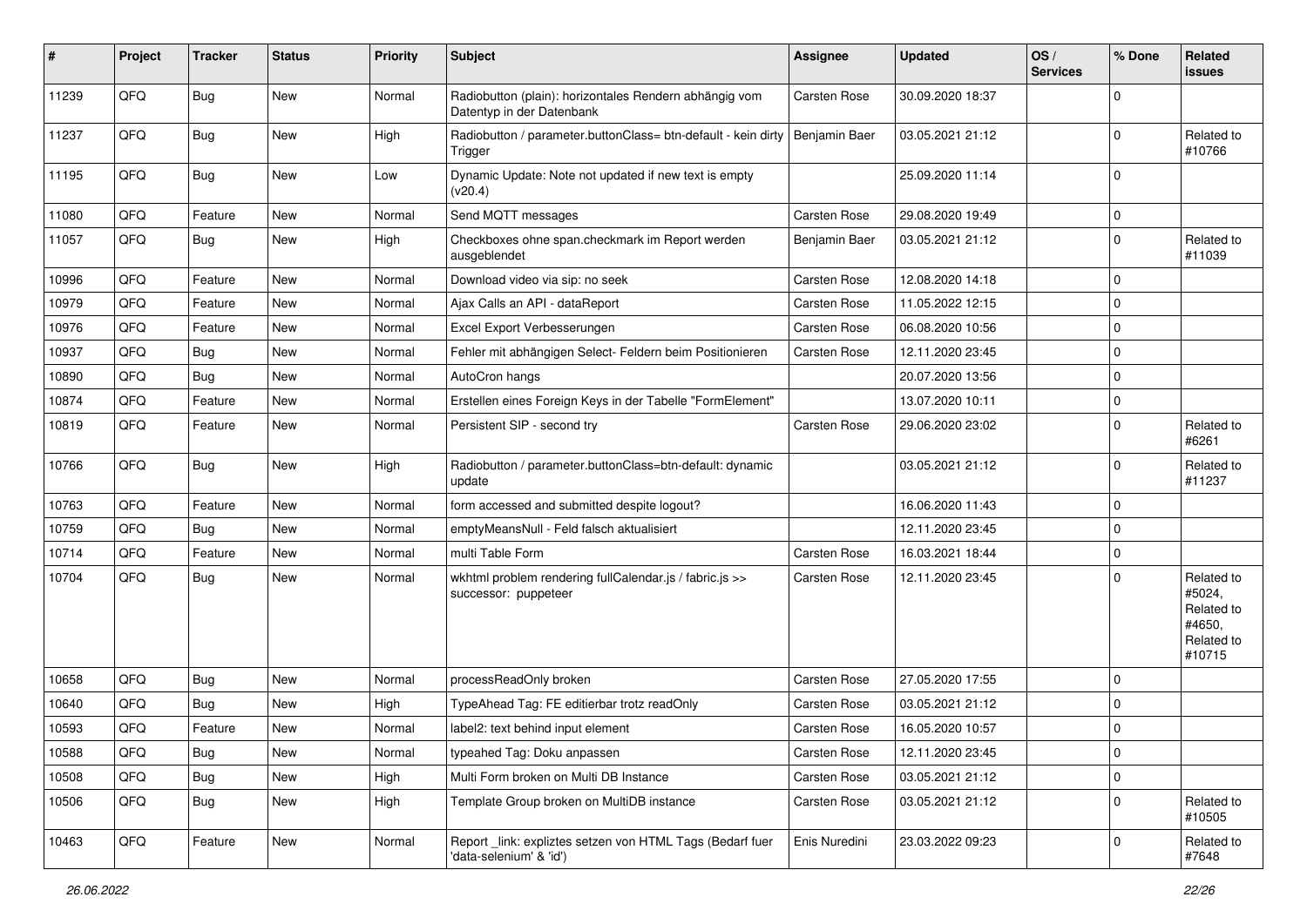| # | Project | Tracker | Status | Priority | Subject | Assignee | Updated | OS / Services | % Done | Related issues |
|---|---|---|---|---|---|---|---|---|---|---|
| 11239 | QFQ | Bug | New | Normal | Radiobutton (plain): horizontales Rendern abhängig vom Datentyp in der Datenbank | Carsten Rose | 30.09.2020 18:37 | | 0 | |
| 11237 | QFQ | Bug | New | High | Radiobutton / parameter.buttonClass= btn-default - kein dirty Trigger | Benjamin Baer | 03.05.2021 21:12 | | 0 | Related to #10766 |
| 11195 | QFQ | Bug | New | Low | Dynamic Update: Note not updated if new text is empty (v20.4) | | 25.09.2020 11:14 | | 0 | |
| 11080 | QFQ | Feature | New | Normal | Send MQTT messages | Carsten Rose | 29.08.2020 19:49 | | 0 | |
| 11057 | QFQ | Bug | New | High | Checkboxes ohne span.checkmark im Report werden ausgeblendet | Benjamin Baer | 03.05.2021 21:12 | | 0 | Related to #11039 |
| 10996 | QFQ | Feature | New | Normal | Download video via sip: no seek | Carsten Rose | 12.08.2020 14:18 | | 0 | |
| 10979 | QFQ | Feature | New | Normal | Ajax Calls an API - dataReport | Carsten Rose | 11.05.2022 12:15 | | 0 | |
| 10976 | QFQ | Feature | New | Normal | Excel Export Verbesserungen | Carsten Rose | 06.08.2020 10:56 | | 0 | |
| 10937 | QFQ | Bug | New | Normal | Fehler mit abhängigen Select- Feldern beim Positionieren | Carsten Rose | 12.11.2020 23:45 | | 0 | |
| 10890 | QFQ | Bug | New | Normal | AutoCron hangs | | 20.07.2020 13:56 | | 0 | |
| 10874 | QFQ | Feature | New | Normal | Erstellen eines Foreign Keys in der Tabelle "FormElement" | | 13.07.2020 10:11 | | 0 | |
| 10819 | QFQ | Feature | New | Normal | Persistent SIP - second try | Carsten Rose | 29.06.2020 23:02 | | 0 | Related to #6261 |
| 10766 | QFQ | Bug | New | High | Radiobutton / parameter.buttonClass=btn-default: dynamic update | | 03.05.2021 21:12 | | 0 | Related to #11237 |
| 10763 | QFQ | Feature | New | Normal | form accessed and submitted despite logout? | | 16.06.2020 11:43 | | 0 | |
| 10759 | QFQ | Bug | New | Normal | emptyMeansNull - Feld falsch aktualisiert | | 12.11.2020 23:45 | | 0 | |
| 10714 | QFQ | Feature | New | Normal | multi Table Form | Carsten Rose | 16.03.2021 18:44 | | 0 | |
| 10704 | QFQ | Bug | New | Normal | wkhtml problem rendering fullCalendar.js / fabric.js >> successor: puppeteer | Carsten Rose | 12.11.2020 23:45 | | 0 | Related to #5024, Related to #4650, Related to #10715 |
| 10658 | QFQ | Bug | New | Normal | processReadOnly broken | Carsten Rose | 27.05.2020 17:55 | | 0 | |
| 10640 | QFQ | Bug | New | High | TypeAhead Tag: FE editierbar trotz readOnly | Carsten Rose | 03.05.2021 21:12 | | 0 | |
| 10593 | QFQ | Feature | New | Normal | label2: text behind input element | Carsten Rose | 16.05.2020 10:57 | | 0 | |
| 10588 | QFQ | Bug | New | Normal | typeahed Tag: Doku anpassen | Carsten Rose | 12.11.2020 23:45 | | 0 | |
| 10508 | QFQ | Bug | New | High | Multi Form broken on Multi DB Instance | Carsten Rose | 03.05.2021 21:12 | | 0 | |
| 10506 | QFQ | Bug | New | High | Template Group broken on MultiDB instance | Carsten Rose | 03.05.2021 21:12 | | 0 | Related to #10505 |
| 10463 | QFQ | Feature | New | Normal | Report _link: expliztes setzen von HTML Tags (Bedarf fuer 'data-selenium' & 'id') | Enis Nuredini | 23.03.2022 09:23 | | 0 | Related to #7648 |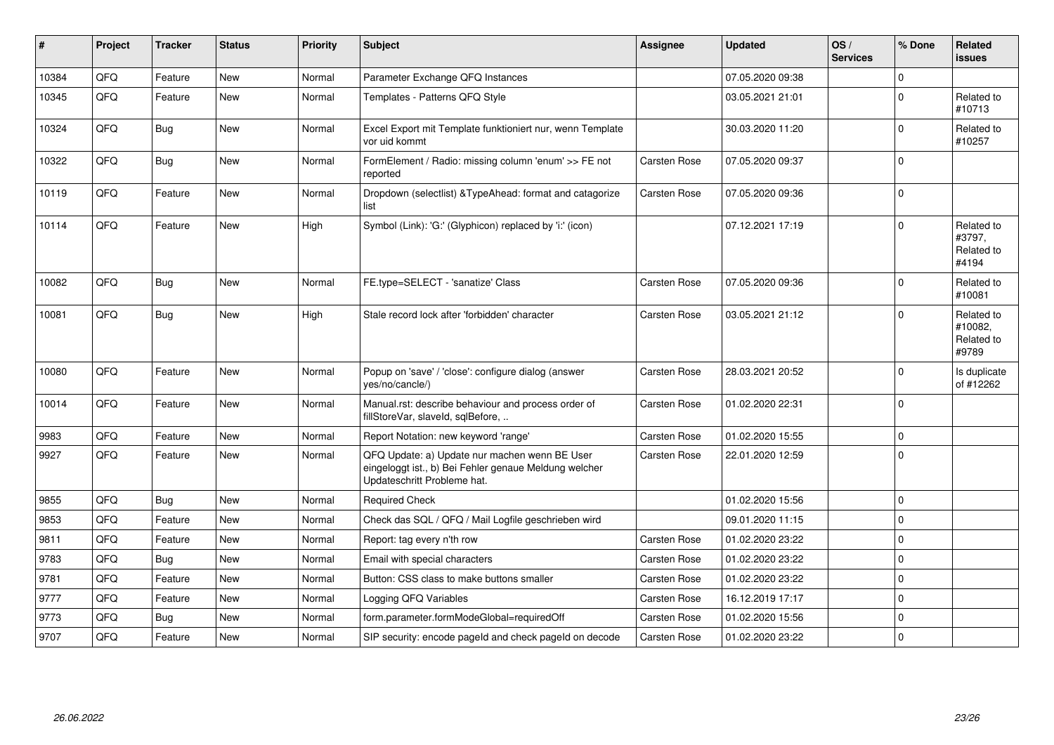| # | Project | Tracker | Status | Priority | Subject | Assignee | Updated | OS / Services | % Done | Related issues |
|---|---|---|---|---|---|---|---|---|---|---|
| 10384 | QFQ | Feature | New | Normal | Parameter Exchange QFQ Instances | | 07.05.2020 09:38 | | 0 | |
| 10345 | QFQ | Feature | New | Normal | Templates - Patterns QFQ Style | | 03.05.2021 21:01 | | 0 | Related to #10713 |
| 10324 | QFQ | Bug | New | Normal | Excel Export mit Template funktioniert nur, wenn Template vor uid kommt | | 30.03.2020 11:20 | | 0 | Related to #10257 |
| 10322 | QFQ | Bug | New | Normal | FormElement / Radio: missing column 'enum' >> FE not reported | Carsten Rose | 07.05.2020 09:37 | | 0 | |
| 10119 | QFQ | Feature | New | Normal | Dropdown (selectlist) &TypeAhead: format and catagorize list | Carsten Rose | 07.05.2020 09:36 | | 0 | |
| 10114 | QFQ | Feature | New | High | Symbol (Link): 'G:' (Glyphicon) replaced by 'i:' (icon) | | 07.12.2021 17:19 | | 0 | Related to #3797, Related to #4194 |
| 10082 | QFQ | Bug | New | Normal | FE.type=SELECT - 'sanatize' Class | Carsten Rose | 07.05.2020 09:36 | | 0 | Related to #10081 |
| 10081 | QFQ | Bug | New | High | Stale record lock after 'forbidden' character | Carsten Rose | 03.05.2021 21:12 | | 0 | Related to #10082, Related to #9789 |
| 10080 | QFQ | Feature | New | Normal | Popup on 'save' / 'close': configure dialog (answer yes/no/cancle/) | Carsten Rose | 28.03.2021 20:52 | | 0 | Is duplicate of #12262 |
| 10014 | QFQ | Feature | New | Normal | Manual.rst: describe behaviour and process order of fillStoreVar, slaveId, sqlBefore, .. | Carsten Rose | 01.02.2020 22:31 | | 0 | |
| 9983 | QFQ | Feature | New | Normal | Report Notation: new keyword 'range' | Carsten Rose | 01.02.2020 15:55 | | 0 | |
| 9927 | QFQ | Feature | New | Normal | QFQ Update: a) Update nur machen wenn BE User eingeloggt ist., b) Bei Fehler genaue Meldung welcher Updateschritt Probleme hat. | Carsten Rose | 22.01.2020 12:59 | | 0 | |
| 9855 | QFQ | Bug | New | Normal | Required Check | | 01.02.2020 15:56 | | 0 | |
| 9853 | QFQ | Feature | New | Normal | Check das SQL / QFQ / Mail Logfile geschrieben wird | | 09.01.2020 11:15 | | 0 | |
| 9811 | QFQ | Feature | New | Normal | Report: tag every n'th row | Carsten Rose | 01.02.2020 23:22 | | 0 | |
| 9783 | QFQ | Bug | New | Normal | Email with special characters | Carsten Rose | 01.02.2020 23:22 | | 0 | |
| 9781 | QFQ | Feature | New | Normal | Button: CSS class to make buttons smaller | Carsten Rose | 01.02.2020 23:22 | | 0 | |
| 9777 | QFQ | Feature | New | Normal | Logging QFQ Variables | Carsten Rose | 16.12.2019 17:17 | | 0 | |
| 9773 | QFQ | Bug | New | Normal | form.parameter.formModeGlobal=requiredOff | Carsten Rose | 01.02.2020 15:56 | | 0 | |
| 9707 | QFQ | Feature | New | Normal | SIP security: encode pageId and check pageId on decode | Carsten Rose | 01.02.2020 23:22 | | 0 | |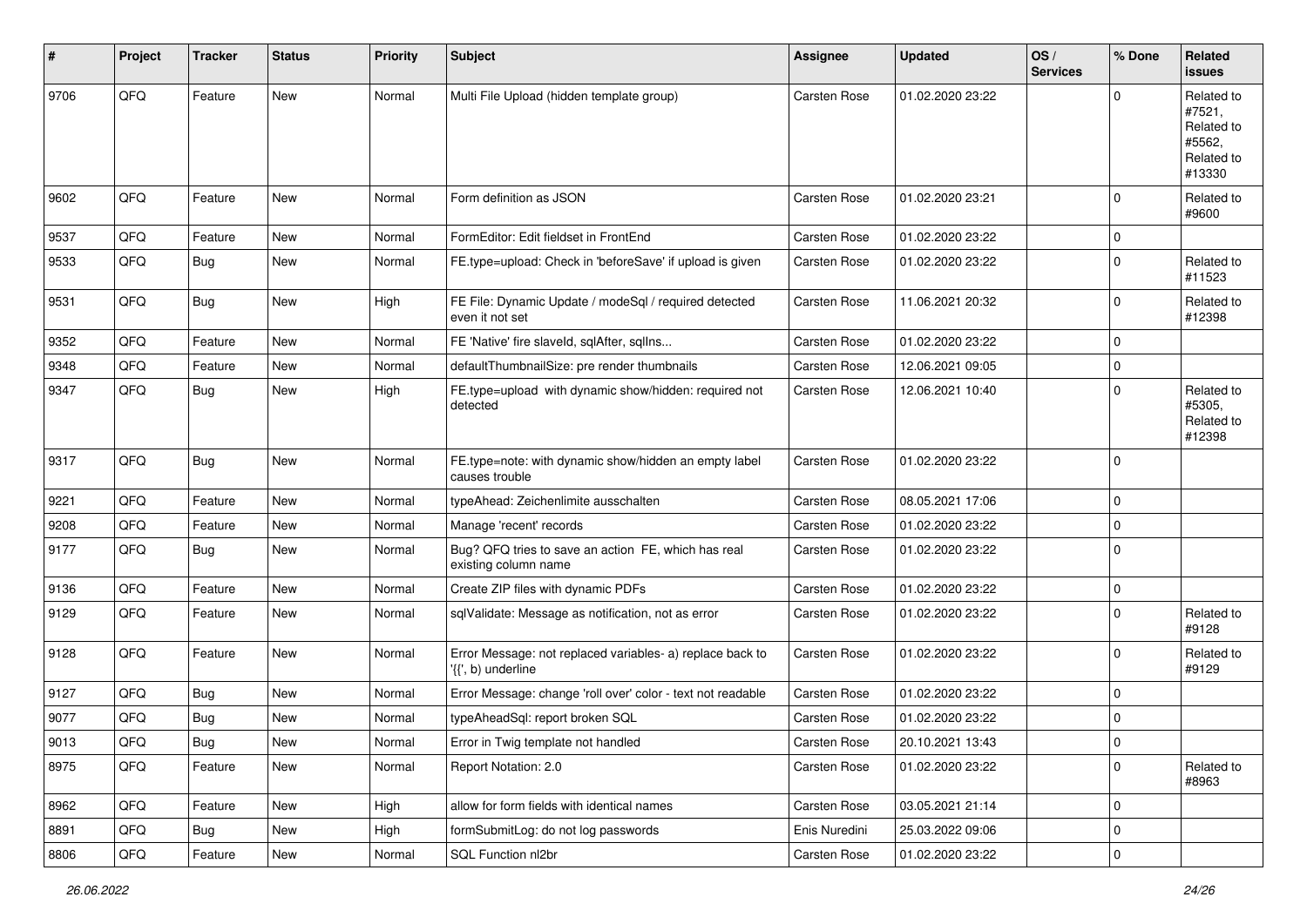| # | Project | Tracker | Status | Priority | Subject | Assignee | Updated | OS / Services | % Done | Related issues |
|---|---|---|---|---|---|---|---|---|---|---|
| 9706 | QFQ | Feature | New | Normal | Multi File Upload (hidden template group) | Carsten Rose | 01.02.2020 23:22 | | 0 | Related to #7521, Related to #5562, Related to #13330 |
| 9602 | QFQ | Feature | New | Normal | Form definition as JSON | Carsten Rose | 01.02.2020 23:21 | | 0 | Related to #9600 |
| 9537 | QFQ | Feature | New | Normal | FormEditor: Edit fieldset in FrontEnd | Carsten Rose | 01.02.2020 23:22 | | 0 | |
| 9533 | QFQ | Bug | New | Normal | FE.type=upload: Check in 'beforeSave' if upload is given | Carsten Rose | 01.02.2020 23:22 | | 0 | Related to #11523 |
| 9531 | QFQ | Bug | New | High | FE File: Dynamic Update / modeSql / required detected even it not set | Carsten Rose | 11.06.2021 20:32 | | 0 | Related to #12398 |
| 9352 | QFQ | Feature | New | Normal | FE 'Native' fire slaveId, sqlAfter, sqlIns... | Carsten Rose | 01.02.2020 23:22 | | 0 | |
| 9348 | QFQ | Feature | New | Normal | defaultThumbnailSize: pre render thumbnails | Carsten Rose | 12.06.2021 09:05 | | 0 | |
| 9347 | QFQ | Bug | New | High | FE.type=upload with dynamic show/hidden: required not detected | Carsten Rose | 12.06.2021 10:40 | | 0 | Related to #5305, Related to #12398 |
| 9317 | QFQ | Bug | New | Normal | FE.type=note: with dynamic show/hidden an empty label causes trouble | Carsten Rose | 01.02.2020 23:22 | | 0 | |
| 9221 | QFQ | Feature | New | Normal | typeAhead: Zeichenlimite ausschalten | Carsten Rose | 08.05.2021 17:06 | | 0 | |
| 9208 | QFQ | Feature | New | Normal | Manage 'recent' records | Carsten Rose | 01.02.2020 23:22 | | 0 | |
| 9177 | QFQ | Bug | New | Normal | Bug? QFQ tries to save an action FE, which has real existing column name | Carsten Rose | 01.02.2020 23:22 | | 0 | |
| 9136 | QFQ | Feature | New | Normal | Create ZIP files with dynamic PDFs | Carsten Rose | 01.02.2020 23:22 | | 0 | |
| 9129 | QFQ | Feature | New | Normal | sqlValidate: Message as notification, not as error | Carsten Rose | 01.02.2020 23:22 | | 0 | Related to #9128 |
| 9128 | QFQ | Feature | New | Normal | Error Message: not replaced variables- a) replace back to '{{', b) underline | Carsten Rose | 01.02.2020 23:22 | | 0 | Related to #9129 |
| 9127 | QFQ | Bug | New | Normal | Error Message: change 'roll over' color - text not readable | Carsten Rose | 01.02.2020 23:22 | | 0 | |
| 9077 | QFQ | Bug | New | Normal | typeAheadSql: report broken SQL | Carsten Rose | 01.02.2020 23:22 | | 0 | |
| 9013 | QFQ | Bug | New | Normal | Error in Twig template not handled | Carsten Rose | 20.10.2021 13:43 | | 0 | |
| 8975 | QFQ | Feature | New | Normal | Report Notation: 2.0 | Carsten Rose | 01.02.2020 23:22 | | 0 | Related to #8963 |
| 8962 | QFQ | Feature | New | High | allow for form fields with identical names | Carsten Rose | 03.05.2021 21:14 | | 0 | |
| 8891 | QFQ | Bug | New | High | formSubmitLog: do not log passwords | Enis Nuredini | 25.03.2022 09:06 | | 0 | |
| 8806 | QFQ | Feature | New | Normal | SQL Function nl2br | Carsten Rose | 01.02.2020 23:22 | | 0 | |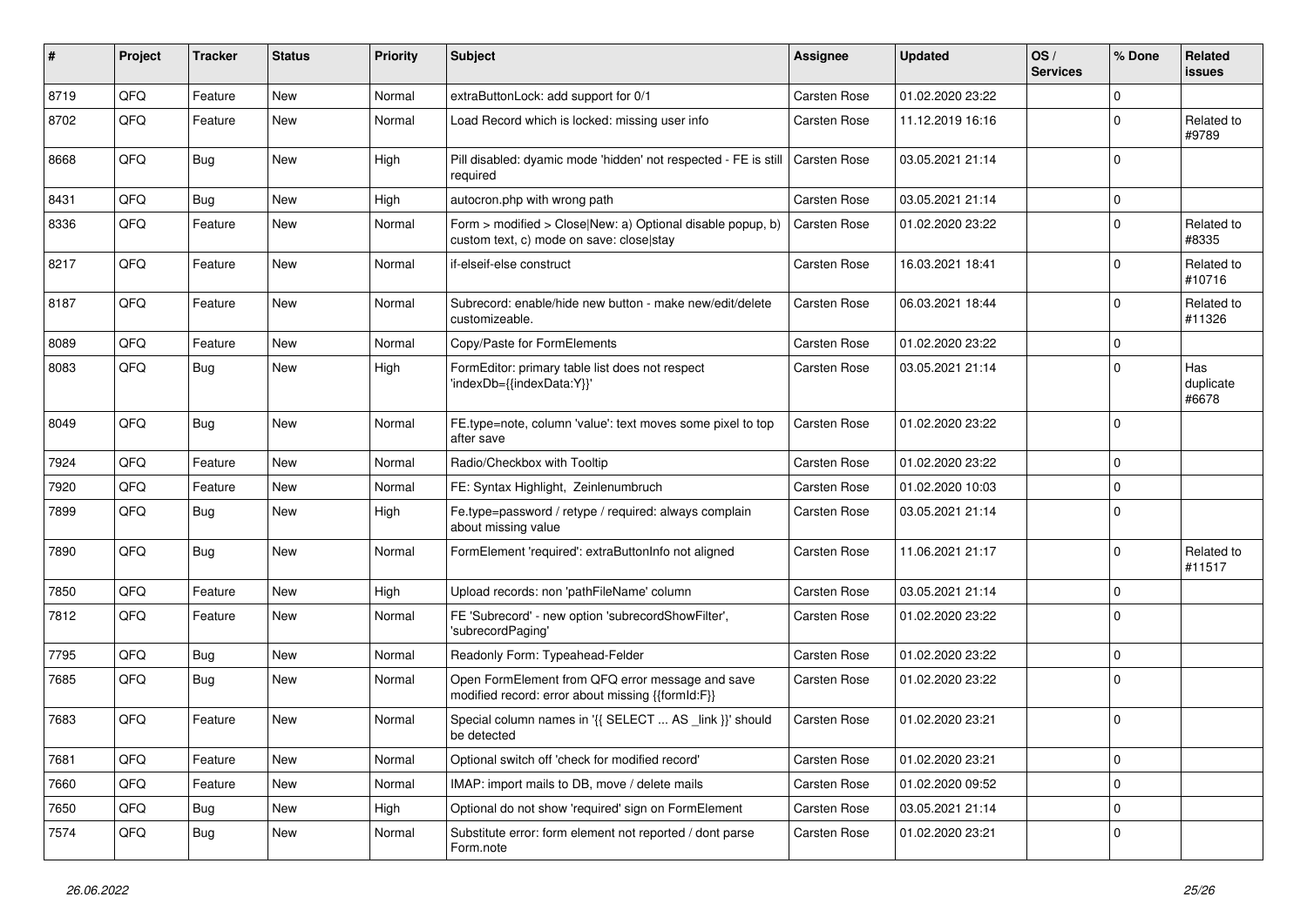| # | Project | Tracker | Status | Priority | Subject | Assignee | Updated | OS / Services | % Done | Related issues |
|---|---|---|---|---|---|---|---|---|---|---|
| 8719 | QFQ | Feature | New | Normal | extraButtonLock: add support for 0/1 | Carsten Rose | 01.02.2020 23:22 | | 0 | |
| 8702 | QFQ | Feature | New | Normal | Load Record which is locked: missing user info | Carsten Rose | 11.12.2019 16:16 | | 0 | Related to #9789 |
| 8668 | QFQ | Bug | New | High | Pill disabled: dyamic mode 'hidden' not respected - FE is still required | Carsten Rose | 03.05.2021 21:14 | | 0 | |
| 8431 | QFQ | Bug | New | High | autocron.php with wrong path | Carsten Rose | 03.05.2021 21:14 | | 0 | |
| 8336 | QFQ | Feature | New | Normal | Form > modified > Close\|New: a) Optional disable popup, b) custom text, c) mode on save: close\|stay | Carsten Rose | 01.02.2020 23:22 | | 0 | Related to #8335 |
| 8217 | QFQ | Feature | New | Normal | if-elseif-else construct | Carsten Rose | 16.03.2021 18:41 | | 0 | Related to #10716 |
| 8187 | QFQ | Feature | New | Normal | Subrecord: enable/hide new button - make new/edit/delete customizeable. | Carsten Rose | 06.03.2021 18:44 | | 0 | Related to #11326 |
| 8089 | QFQ | Feature | New | Normal | Copy/Paste for FormElements | Carsten Rose | 01.02.2020 23:22 | | 0 | |
| 8083 | QFQ | Bug | New | High | FormEditor: primary table list does not respect 'indexDb={{indexData:Y}}' | Carsten Rose | 03.05.2021 21:14 | | 0 | Has duplicate #6678 |
| 8049 | QFQ | Bug | New | Normal | FE.type=note, column 'value': text moves some pixel to top after save | Carsten Rose | 01.02.2020 23:22 | | 0 | |
| 7924 | QFQ | Feature | New | Normal | Radio/Checkbox with Tooltip | Carsten Rose | 01.02.2020 23:22 | | 0 | |
| 7920 | QFQ | Feature | New | Normal | FE: Syntax Highlight, Zeinlenumbruch | Carsten Rose | 01.02.2020 10:03 | | 0 | |
| 7899 | QFQ | Bug | New | High | Fe.type=password / retype / required: always complain about missing value | Carsten Rose | 03.05.2021 21:14 | | 0 | |
| 7890 | QFQ | Bug | New | Normal | FormElement 'required': extraButtonInfo not aligned | Carsten Rose | 11.06.2021 21:17 | | 0 | Related to #11517 |
| 7850 | QFQ | Feature | New | High | Upload records: non 'pathFileName' column | Carsten Rose | 03.05.2021 21:14 | | 0 | |
| 7812 | QFQ | Feature | New | Normal | FE 'Subrecord' - new option 'subrecordShowFilter', 'subrecordPaging' | Carsten Rose | 01.02.2020 23:22 | | 0 | |
| 7795 | QFQ | Bug | New | Normal | Readonly Form: Typeahead-Felder | Carsten Rose | 01.02.2020 23:22 | | 0 | |
| 7685 | QFQ | Bug | New | Normal | Open FormElement from QFQ error message and save modified record: error about missing {{formId:F}} | Carsten Rose | 01.02.2020 23:22 | | 0 | |
| 7683 | QFQ | Feature | New | Normal | Special column names in '{{ SELECT ... AS _link }}' should be detected | Carsten Rose | 01.02.2020 23:21 | | 0 | |
| 7681 | QFQ | Feature | New | Normal | Optional switch off 'check for modified record' | Carsten Rose | 01.02.2020 23:21 | | 0 | |
| 7660 | QFQ | Feature | New | Normal | IMAP: import mails to DB, move / delete mails | Carsten Rose | 01.02.2020 09:52 | | 0 | |
| 7650 | QFQ | Bug | New | High | Optional do not show 'required' sign on FormElement | Carsten Rose | 03.05.2021 21:14 | | 0 | |
| 7574 | QFQ | Bug | New | Normal | Substitute error: form element not reported / dont parse Form.note | Carsten Rose | 01.02.2020 23:21 | | 0 | |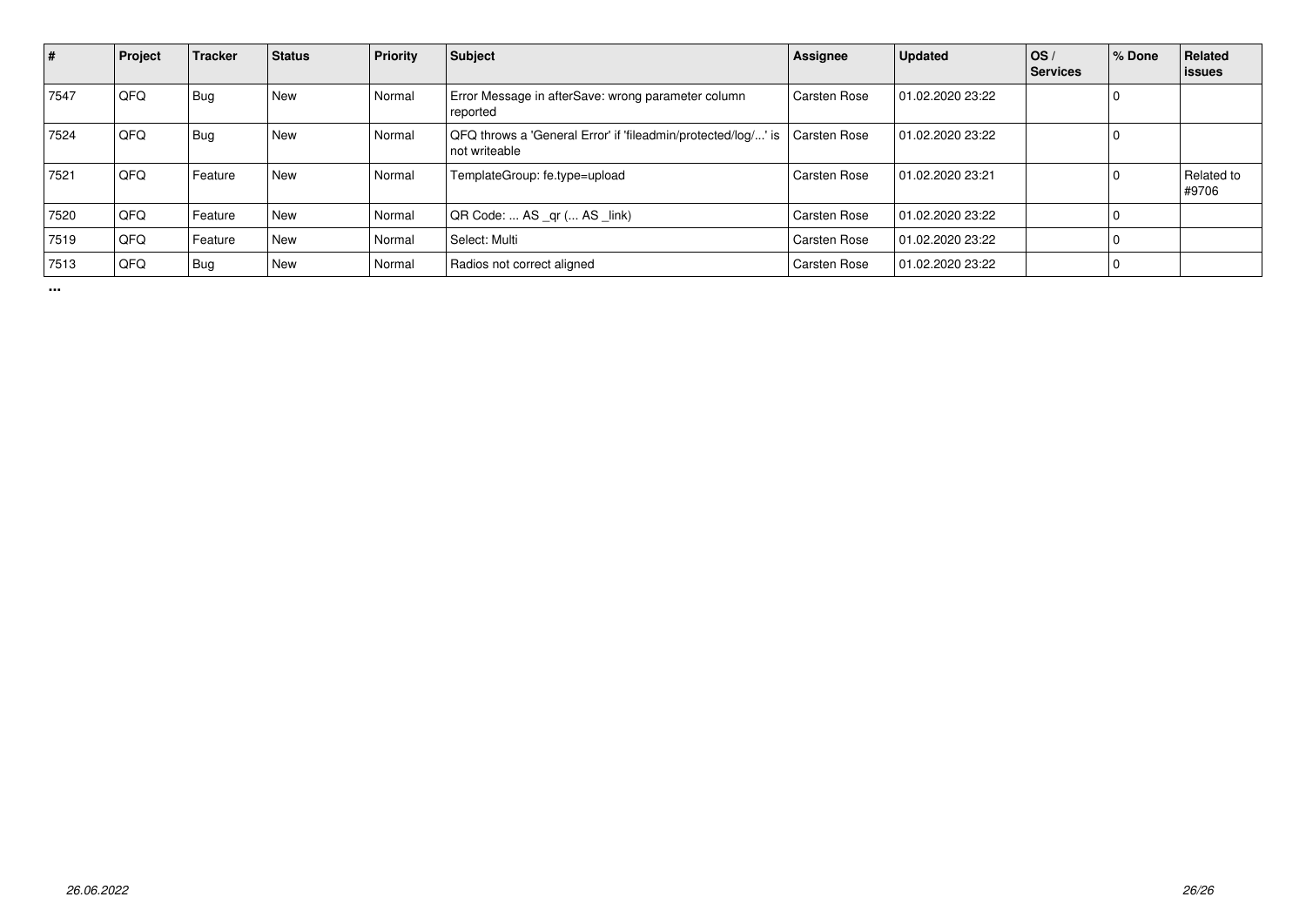| # | Project | Tracker | Status | Priority | Subject | Assignee | Updated | OS / Services | % Done | Related issues |
|---|---|---|---|---|---|---|---|---|---|---|
| 7547 | QFQ | Bug | New | Normal | Error Message in afterSave: wrong parameter column reported | Carsten Rose | 01.02.2020 23:22 | | 0 | |
| 7524 | QFQ | Bug | New | Normal | QFQ throws a 'General Error' if 'fileadmin/protected/log/...' is not writeable | Carsten Rose | 01.02.2020 23:22 | | 0 | |
| 7521 | QFQ | Feature | New | Normal | TemplateGroup: fe.type=upload | Carsten Rose | 01.02.2020 23:21 | | 0 | Related to #9706 |
| 7520 | QFQ | Feature | New | Normal | QR Code: ... AS _qr (... AS _link) | Carsten Rose | 01.02.2020 23:22 | | 0 | |
| 7519 | QFQ | Feature | New | Normal | Select: Multi | Carsten Rose | 01.02.2020 23:22 | | 0 | |
| 7513 | QFQ | Bug | New | Normal | Radios not correct aligned | Carsten Rose | 01.02.2020 23:22 | | 0 | |

...